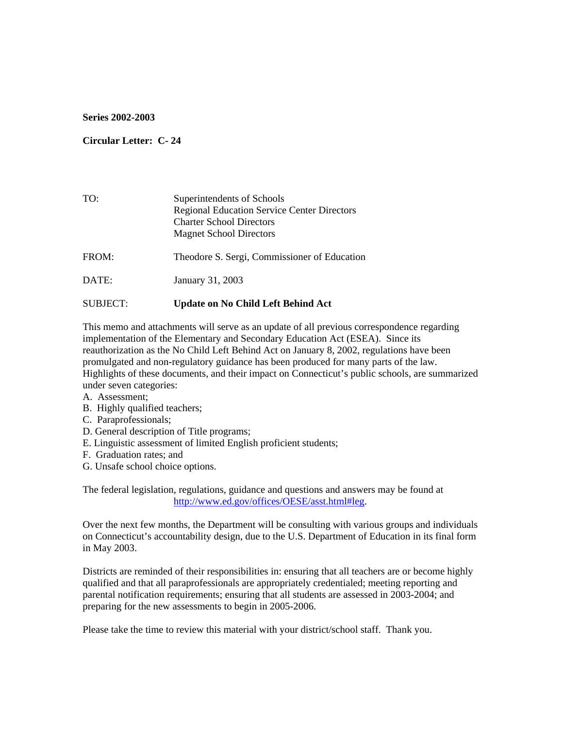**Series 2002-2003**

**Circular Letter: C- 24**

TO: Superintendents of Schools
Regional Education Service Center Directors
Charter School Directors
Magnet School Directors

FROM: Theodore S. Sergi, Commissioner of Education

DATE: January 31, 2003

SUBJECT: **Update on No Child Left Behind Act**

This memo and attachments will serve as an update of all previous correspondence regarding implementation of the Elementary and Secondary Education Act (ESEA). Since its reauthorization as the No Child Left Behind Act on January 8, 2002, regulations have been promulgated and non-regulatory guidance has been produced for many parts of the law. Highlights of these documents, and their impact on Connecticut's public schools, are summarized under seven categories:

A. Assessment;
B. Highly qualified teachers;
C. Paraprofessionals;
D. General description of Title programs;
E. Linguistic assessment of limited English proficient students;
F. Graduation rates; and
G. Unsafe school choice options.

The federal legislation, regulations, guidance and questions and answers may be found at http://www.ed.gov/offices/OESE/asst.html#leg.

Over the next few months, the Department will be consulting with various groups and individuals on Connecticut's accountability design, due to the U.S. Department of Education in its final form in May 2003.

Districts are reminded of their responsibilities in: ensuring that all teachers are or become highly qualified and that all paraprofessionals are appropriately credentialed; meeting reporting and parental notification requirements; ensuring that all students are assessed in 2003-2004; and preparing for the new assessments to begin in 2005-2006.

Please take the time to review this material with your district/school staff. Thank you.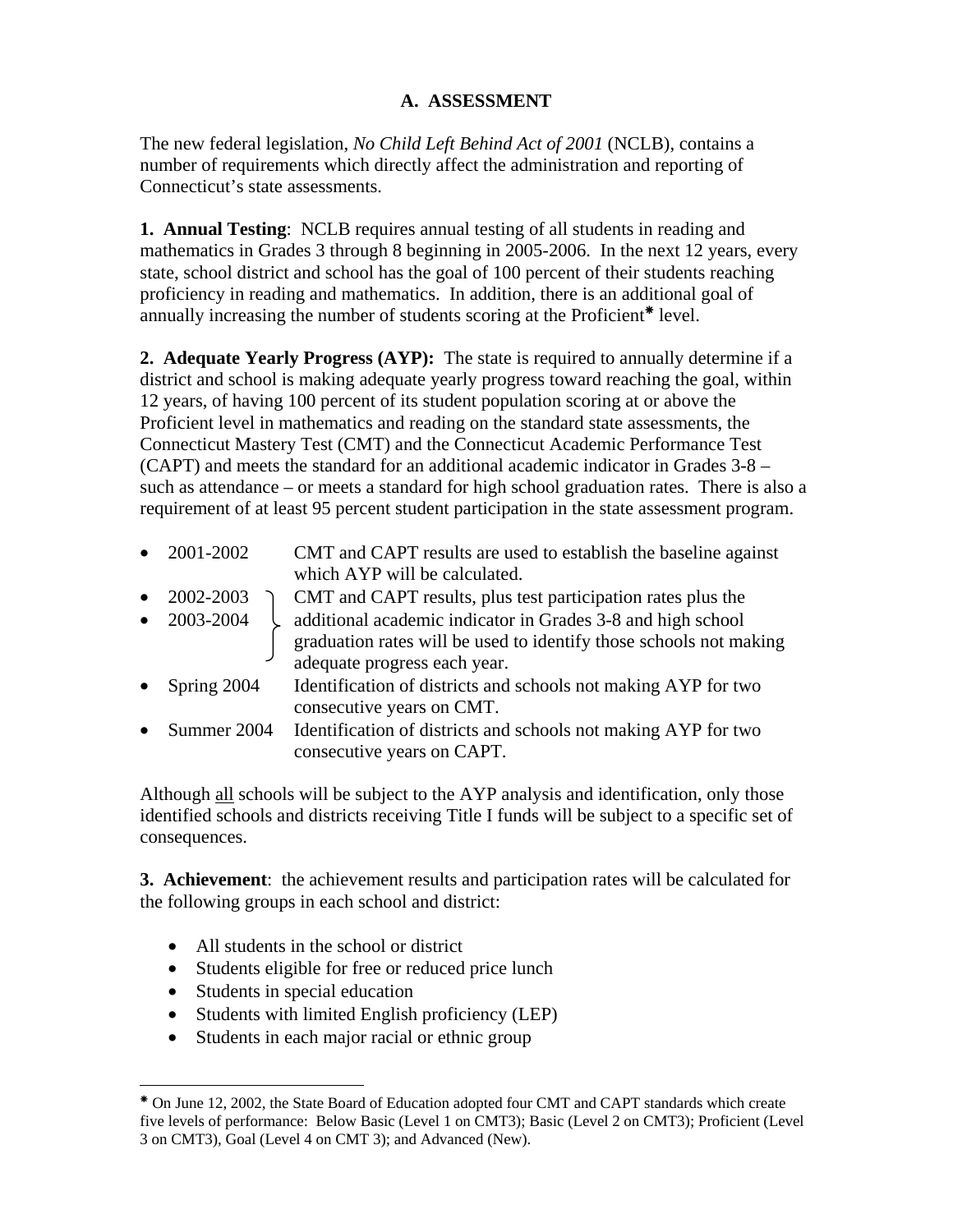## A. ASSESSMENT

The new federal legislation, *No Child Left Behind Act of 2001* (NCLB), contains a number of requirements which directly affect the administration and reporting of Connecticut's state assessments.

**1. Annual Testing**: NCLB requires annual testing of all students in reading and mathematics in Grades 3 through 8 beginning in 2005-2006. In the next 12 years, every state, school district and school has the goal of 100 percent of their students reaching proficiency in reading and mathematics. In addition, there is an additional goal of annually increasing the number of students scoring at the Proficient* level.

**2. Adequate Yearly Progress (AYP):** The state is required to annually determine if a district and school is making adequate yearly progress toward reaching the goal, within 12 years, of having 100 percent of its student population scoring at or above the Proficient level in mathematics and reading on the standard state assessments, the Connecticut Mastery Test (CMT) and the Connecticut Academic Performance Test (CAPT) and meets the standard for an additional academic indicator in Grades 3-8 – such as attendance – or meets a standard for high school graduation rates. There is also a requirement of at least 95 percent student participation in the state assessment program.

- 2001-2002 — CMT and CAPT results are used to establish the baseline against which AYP will be calculated.
- 2002-2003, 2003-2004 — CMT and CAPT results, plus test participation rates plus the additional academic indicator in Grades 3-8 and high school graduation rates will be used to identify those schools not making adequate progress each year.
- Spring 2004 — Identification of districts and schools not making AYP for two consecutive years on CMT.
- Summer 2004 — Identification of districts and schools not making AYP for two consecutive years on CAPT.

Although <u>all</u> schools will be subject to the AYP analysis and identification, only those identified schools and districts receiving Title I funds will be subject to a specific set of consequences.

**3. Achievement**: the achievement results and participation rates will be calculated for the following groups in each school and district:

- All students in the school or district
- Students eligible for free or reduced price lunch
- Students in special education
- Students with limited English proficiency (LEP)
- Students in each major racial or ethnic group

---

* On June 12, 2002, the State Board of Education adopted four CMT and CAPT standards which create five levels of performance: Below Basic (Level 1 on CMT3); Basic (Level 2 on CMT3); Proficient (Level 3 on CMT3), Goal (Level 4 on CMT 3); and Advanced (New).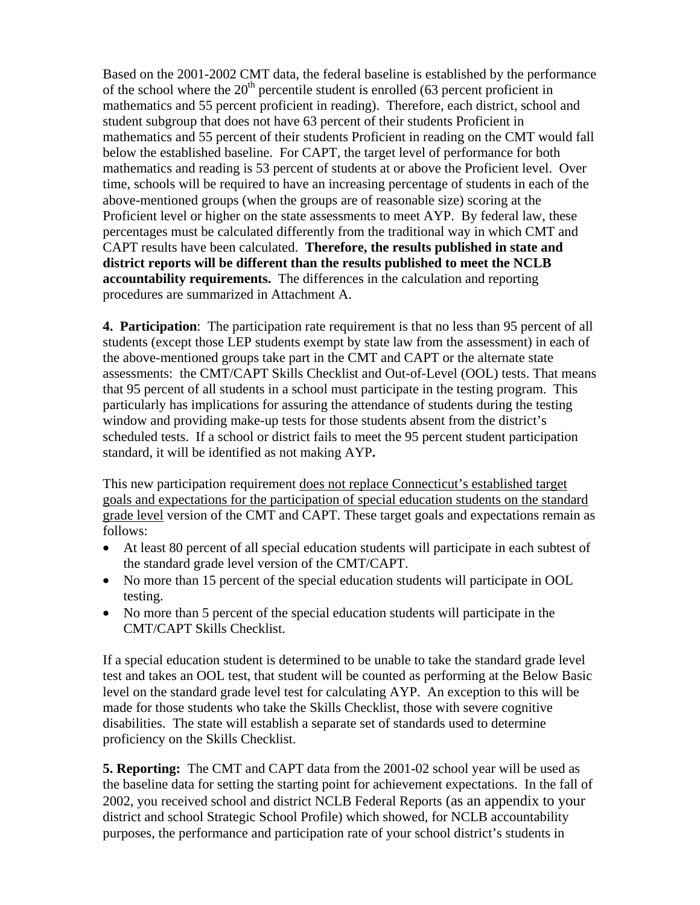Based on the 2001-2002 CMT data, the federal baseline is established by the performance of the school where the 20th percentile student is enrolled (63 percent proficient in mathematics and 55 percent proficient in reading). Therefore, each district, school and student subgroup that does not have 63 percent of their students Proficient in mathematics and 55 percent of their students Proficient in reading on the CMT would fall below the established baseline. For CAPT, the target level of performance for both mathematics and reading is 53 percent of students at or above the Proficient level. Over time, schools will be required to have an increasing percentage of students in each of the above-mentioned groups (when the groups are of reasonable size) scoring at the Proficient level or higher on the state assessments to meet AYP. By federal law, these percentages must be calculated differently from the traditional way in which CMT and CAPT results have been calculated. **Therefore, the results published in state and district reports will be different than the results published to meet the NCLB accountability requirements.** The differences in the calculation and reporting procedures are summarized in Attachment A.

**4. Participation**: The participation rate requirement is that no less than 95 percent of all students (except those LEP students exempt by state law from the assessment) in each of the above-mentioned groups take part in the CMT and CAPT or the alternate state assessments: the CMT/CAPT Skills Checklist and Out-of-Level (OOL) tests. That means that 95 percent of all students in a school must participate in the testing program. This particularly has implications for assuring the attendance of students during the testing window and providing make-up tests for those students absent from the district's scheduled tests. If a school or district fails to meet the 95 percent student participation standard, it will be identified as not making AYP**.**

This new participation requirement <u>does not replace Connecticut's established target goals and expectations for the participation of special education students on the standard grade level</u> version of the CMT and CAPT. These target goals and expectations remain as follows:

- At least 80 percent of all special education students will participate in each subtest of the standard grade level version of the CMT/CAPT.
- No more than 15 percent of the special education students will participate in OOL testing.
- No more than 5 percent of the special education students will participate in the CMT/CAPT Skills Checklist.

If a special education student is determined to be unable to take the standard grade level test and takes an OOL test, that student will be counted as performing at the Below Basic level on the standard grade level test for calculating AYP. An exception to this will be made for those students who take the Skills Checklist, those with severe cognitive disabilities. The state will establish a separate set of standards used to determine proficiency on the Skills Checklist.

**5. Reporting:** The CMT and CAPT data from the 2001-02 school year will be used as the baseline data for setting the starting point for achievement expectations. In the fall of 2002, you received school and district NCLB Federal Reports (as an appendix to your district and school Strategic School Profile) which showed, for NCLB accountability purposes, the performance and participation rate of your school district's students in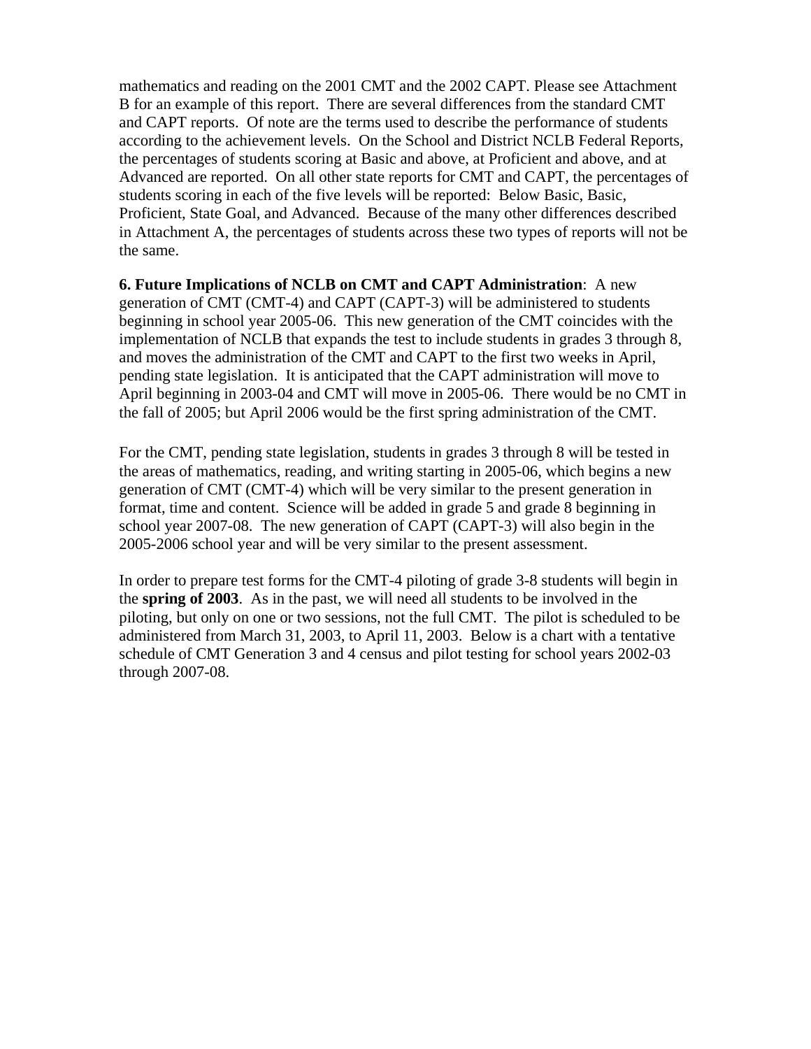mathematics and reading on the 2001 CMT and the 2002 CAPT. Please see Attachment B for an example of this report. There are several differences from the standard CMT and CAPT reports. Of note are the terms used to describe the performance of students according to the achievement levels. On the School and District NCLB Federal Reports, the percentages of students scoring at Basic and above, at Proficient and above, and at Advanced are reported. On all other state reports for CMT and CAPT, the percentages of students scoring in each of the five levels will be reported: Below Basic, Basic, Proficient, State Goal, and Advanced. Because of the many other differences described in Attachment A, the percentages of students across these two types of reports will not be the same.

**6. Future Implications of NCLB on CMT and CAPT Administration**: A new generation of CMT (CMT-4) and CAPT (CAPT-3) will be administered to students beginning in school year 2005-06. This new generation of the CMT coincides with the implementation of NCLB that expands the test to include students in grades 3 through 8, and moves the administration of the CMT and CAPT to the first two weeks in April, pending state legislation. It is anticipated that the CAPT administration will move to April beginning in 2003-04 and CMT will move in 2005-06. There would be no CMT in the fall of 2005; but April 2006 would be the first spring administration of the CMT.

For the CMT, pending state legislation, students in grades 3 through 8 will be tested in the areas of mathematics, reading, and writing starting in 2005-06, which begins a new generation of CMT (CMT-4) which will be very similar to the present generation in format, time and content. Science will be added in grade 5 and grade 8 beginning in school year 2007-08. The new generation of CAPT (CAPT-3) will also begin in the 2005-2006 school year and will be very similar to the present assessment.

In order to prepare test forms for the CMT-4 piloting of grade 3-8 students will begin in the **spring of 2003**. As in the past, we will need all students to be involved in the piloting, but only on one or two sessions, not the full CMT. The pilot is scheduled to be administered from March 31, 2003, to April 11, 2003. Below is a chart with a tentative schedule of CMT Generation 3 and 4 census and pilot testing for school years 2002-03 through 2007-08.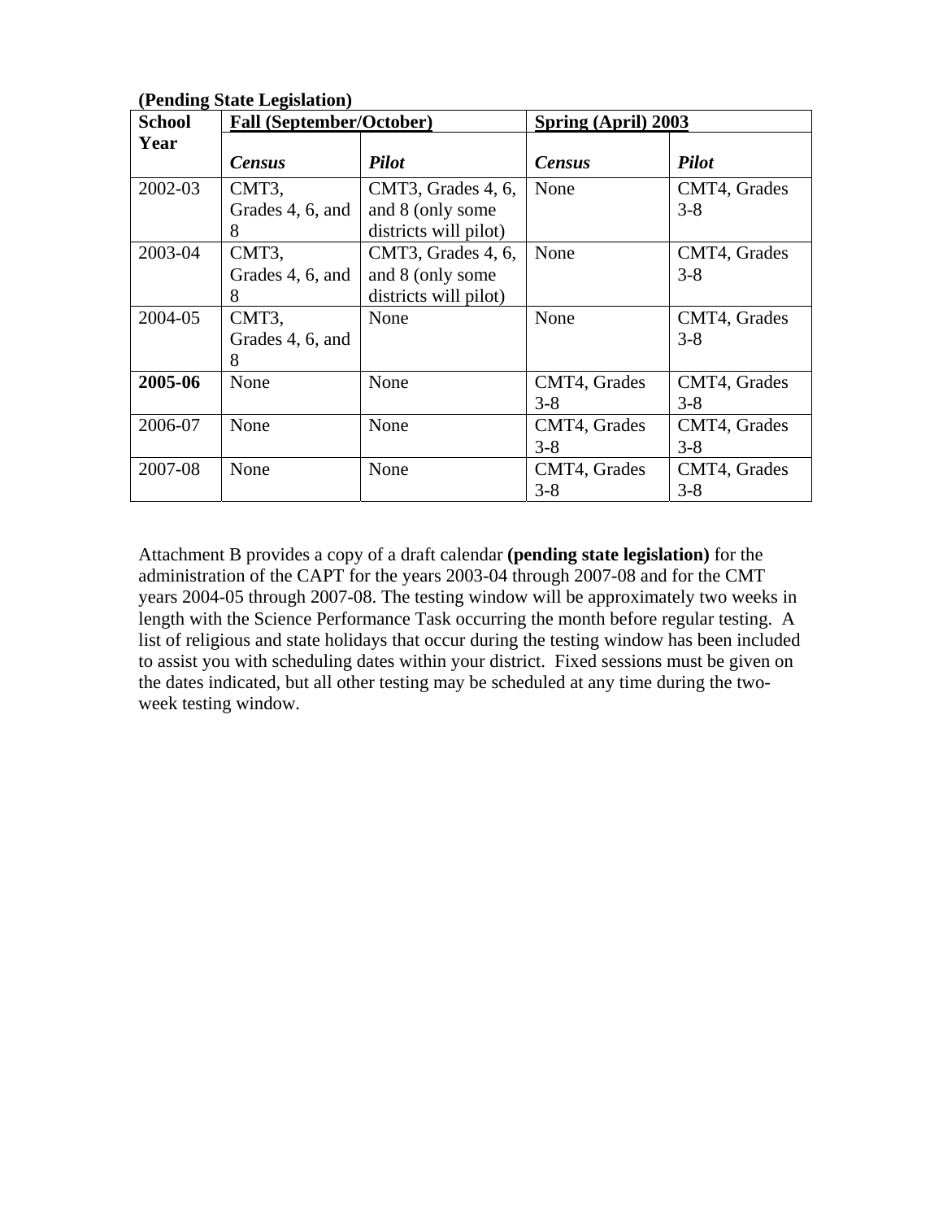**(Pending State Legislation)**

| **School Year** | **Fall (September/October)** | | **Spring (April) 2003** | |
|---|---|---|---|---|
| | ***Census*** | ***Pilot*** | ***Census*** | ***Pilot*** |
| 2002-03 | CMT3, Grades 4, 6, and 8 | CMT3, Grades 4, 6, and 8 (only some districts will pilot) | None | CMT4, Grades 3-8 |
| 2003-04 | CMT3, Grades 4, 6, and 8 | CMT3, Grades 4, 6, and 8 (only some districts will pilot) | None | CMT4, Grades 3-8 |
| 2004-05 | CMT3, Grades 4, 6, and 8 | None | None | CMT4, Grades 3-8 |
| **2005-06** | None | None | CMT4, Grades 3-8 | CMT4, Grades 3-8 |
| 2006-07 | None | None | CMT4, Grades 3-8 | CMT4, Grades 3-8 |
| 2007-08 | None | None | CMT4, Grades 3-8 | CMT4, Grades 3-8 |

Attachment B provides a copy of a draft calendar **(pending state legislation)** for the administration of the CAPT for the years 2003-04 through 2007-08 and for the CMT years 2004-05 through 2007-08. The testing window will be approximately two weeks in length with the Science Performance Task occurring the month before regular testing. A list of religious and state holidays that occur during the testing window has been included to assist you with scheduling dates within your district. Fixed sessions must be given on the dates indicated, but all other testing may be scheduled at any time during the two-week testing window.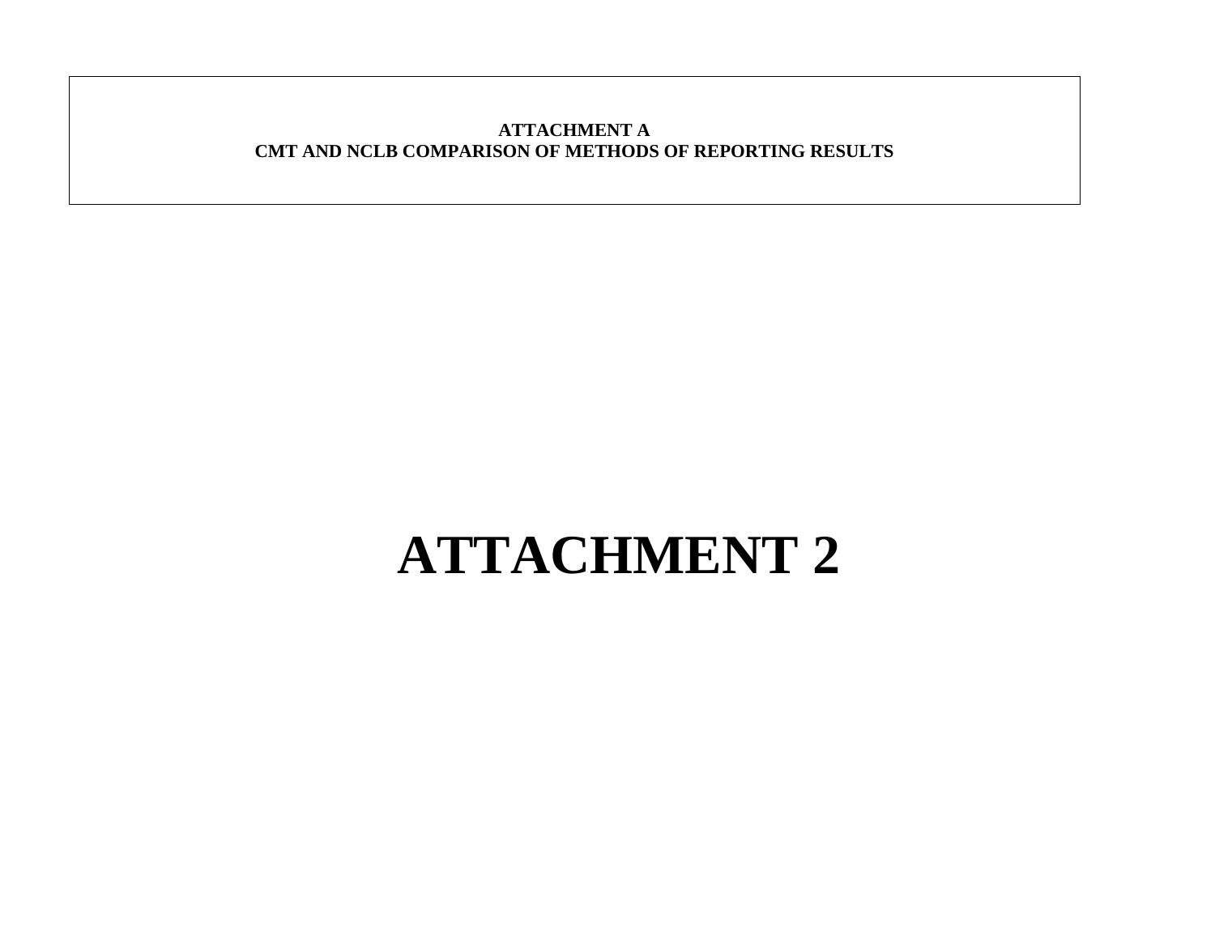**ATTACHMENT A**
**CMT AND NCLB COMPARISON OF METHODS OF REPORTING RESULTS**

# ATTACHMENT 2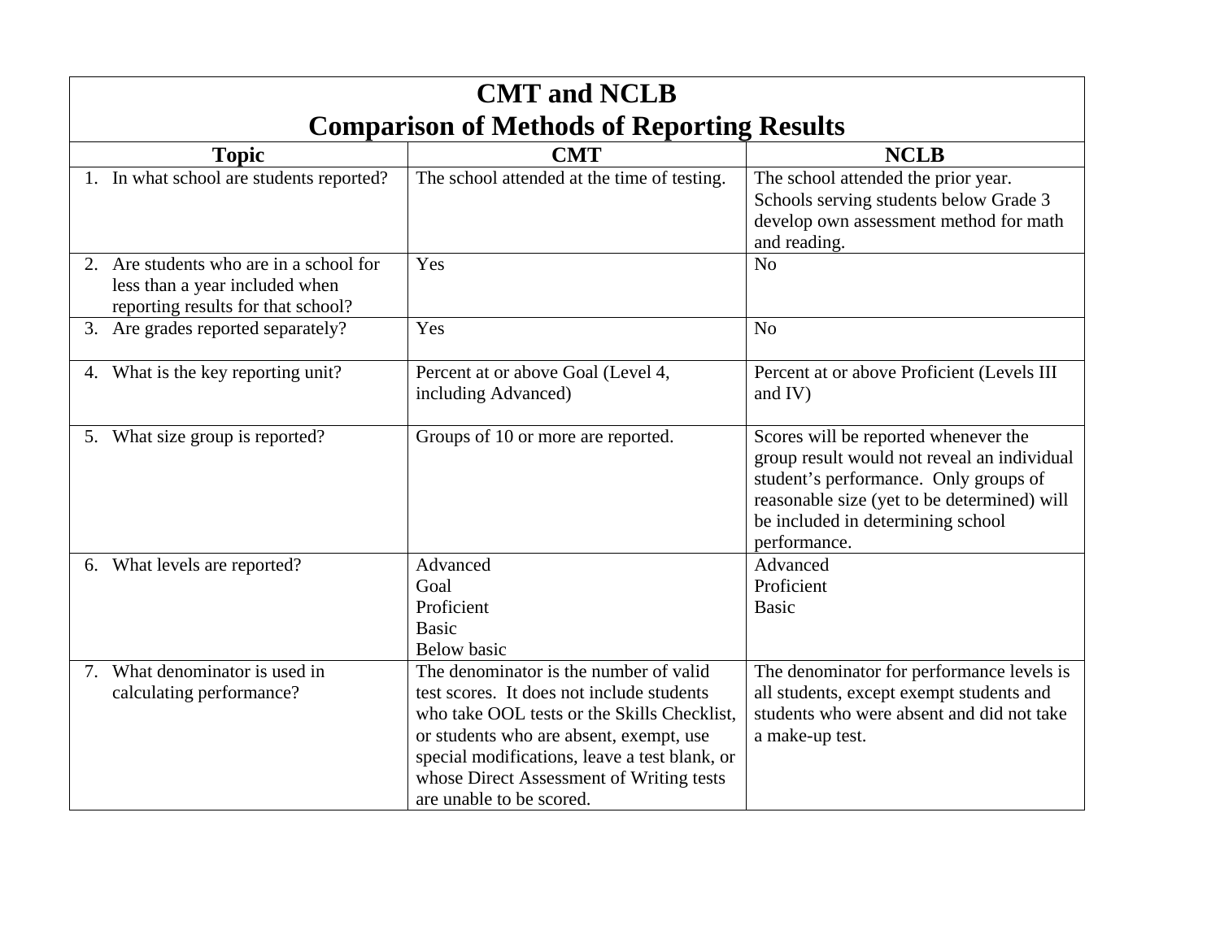# CMT and NCLB
## Comparison of Methods of Reporting Results

| Topic | CMT | NCLB |
|---|---|---|
| 1. In what school are students reported? | The school attended at the time of testing. | The school attended the prior year. Schools serving students below Grade 3 develop own assessment method for math and reading. |
| 2. Are students who are in a school for less than a year included when reporting results for that school? | Yes | No |
| 3. Are grades reported separately? | Yes | No |
| 4. What is the key reporting unit? | Percent at or above Goal (Level 4, including Advanced) | Percent at or above Proficient (Levels III and IV) |
| 5. What size group is reported? | Groups of 10 or more are reported. | Scores will be reported whenever the group result would not reveal an individual student's performance. Only groups of reasonable size (yet to be determined) will be included in determining school performance. |
| 6. What levels are reported? | Advanced<br>Goal<br>Proficient<br>Basic<br>Below basic | Advanced<br>Proficient<br>Basic |
| 7. What denominator is used in calculating performance? | The denominator is the number of valid test scores. It does not include students who take OOL tests or the Skills Checklist, or students who are absent, exempt, use special modifications, leave a test blank, or whose Direct Assessment of Writing tests are unable to be scored. | The denominator for performance levels is all students, except exempt students and students who were absent and did not take a make-up test. |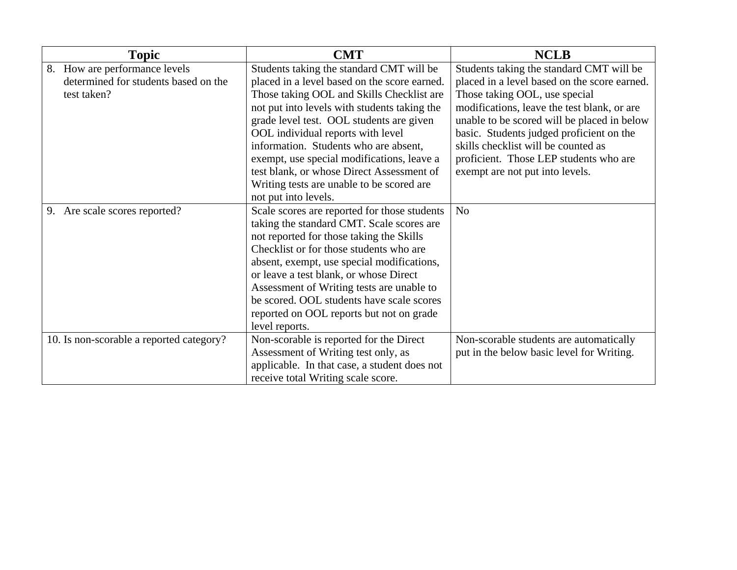| Topic | CMT | NCLB |
|---|---|---|
| 8. How are performance levels determined for students based on the test taken? | Students taking the standard CMT will be placed in a level based on the score earned. Those taking OOL and Skills Checklist are not put into levels with students taking the grade level test.  OOL students are given OOL individual reports with level information.  Students who are absent, exempt, use special modifications, leave a test blank, or whose Direct Assessment of Writing tests are unable to be scored are not put into levels. | Students taking the standard CMT will be placed in a level based on the score earned. Those taking OOL, use special modifications, leave the test blank, or are unable to be scored will be placed in below basic.  Students judged proficient on the skills checklist will be counted as proficient.  Those LEP students who are exempt are not put into levels. |
| 9. Are scale scores reported? | Scale scores are reported for those students taking the standard CMT. Scale scores are not reported for those taking the Skills Checklist or for those students who are absent, exempt, use special modifications, or leave a test blank, or whose Direct Assessment of Writing tests are unable to be scored. OOL students have scale scores reported on OOL reports but not on grade level reports. | No |
| 10. Is non-scorable a reported category? | Non-scorable is reported for the Direct Assessment of Writing test only, as applicable.  In that case, a student does not receive total Writing scale score. | Non-scorable students are automatically put in the below basic level for Writing. |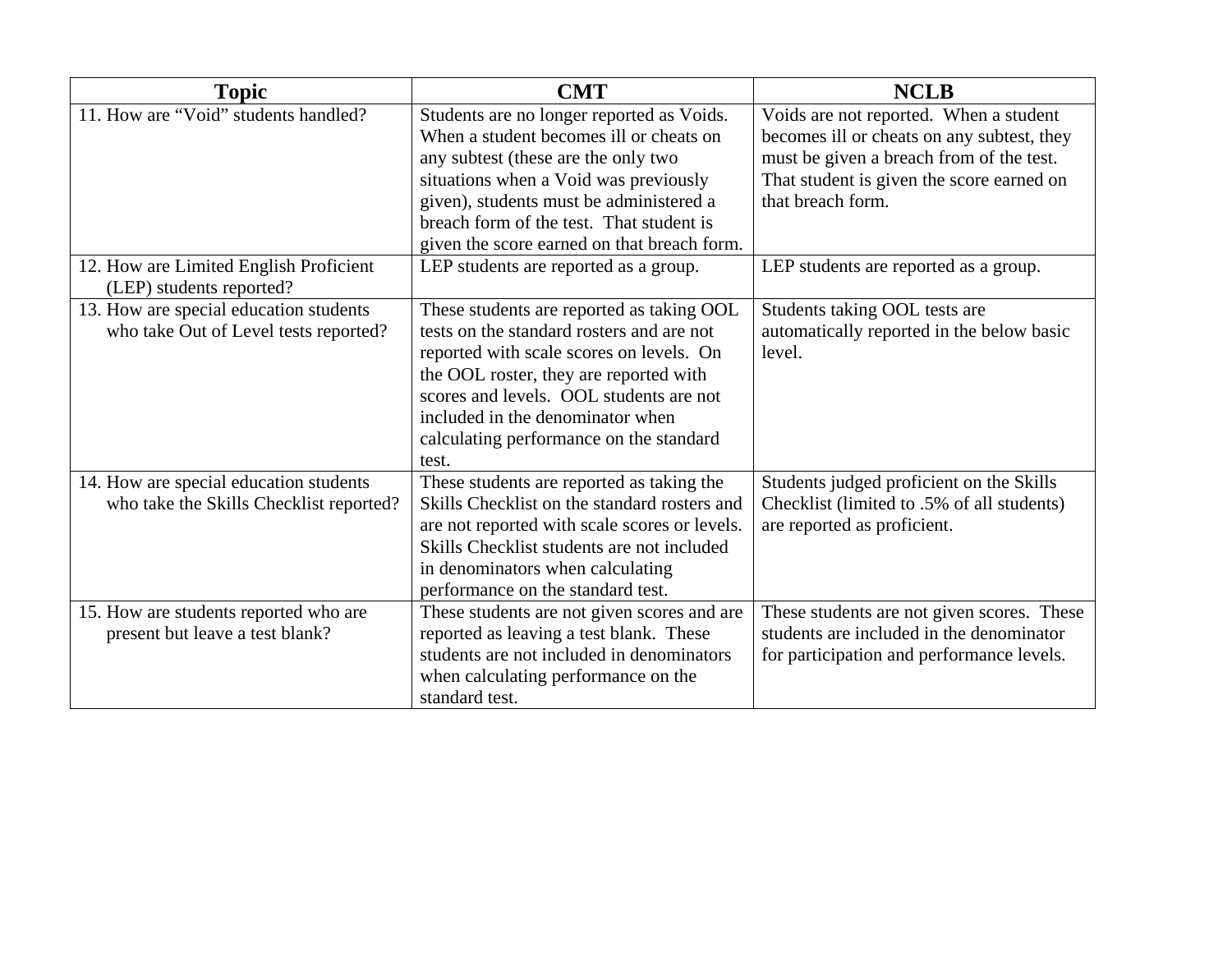| Topic | CMT | NCLB |
|---|---|---|
| 11. How are “Void” students handled? | Students are no longer reported as Voids. When a student becomes ill or cheats on any subtest (these are the only two situations when a Void was previously given), students must be administered a breach form of the test. That student is given the score earned on that breach form. | Voids are not reported. When a student becomes ill or cheats on any subtest, they must be given a breach from of the test. That student is given the score earned on that breach form. |
| 12. How are Limited English Proficient (LEP) students reported? | LEP students are reported as a group. | LEP students are reported as a group. |
| 13. How are special education students who take Out of Level tests reported? | These students are reported as taking OOL tests on the standard rosters and are not reported with scale scores on levels. On the OOL roster, they are reported with scores and levels. OOL students are not included in the denominator when calculating performance on the standard test. | Students taking OOL tests are automatically reported in the below basic level. |
| 14. How are special education students who take the Skills Checklist reported? | These students are reported as taking the Skills Checklist on the standard rosters and are not reported with scale scores or levels. Skills Checklist students are not included in denominators when calculating performance on the standard test. | Students judged proficient on the Skills Checklist (limited to .5% of all students) are reported as proficient. |
| 15. How are students reported who are present but leave a test blank? | These students are not given scores and are reported as leaving a test blank. These students are not included in denominators when calculating performance on the standard test. | These students are not given scores. These students are included in the denominator for participation and performance levels. |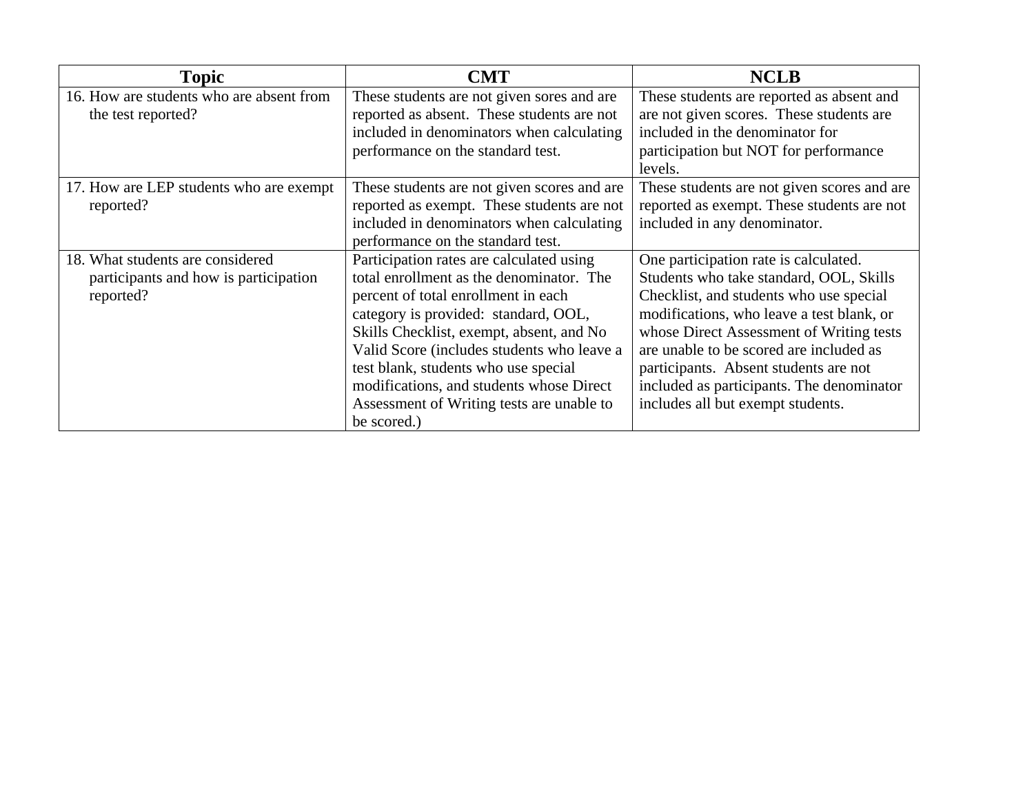| Topic | CMT | NCLB |
|---|---|---|
| 16. How are students who are absent from the test reported? | These students are not given sores and are reported as absent. These students are not included in denominators when calculating performance on the standard test. | These students are reported as absent and are not given scores. These students are included in the denominator for participation but NOT for performance levels. |
| 17. How are LEP students who are exempt reported? | These students are not given scores and are reported as exempt. These students are not included in denominators when calculating performance on the standard test. | These students are not given scores and are reported as exempt. These students are not included in any denominator. |
| 18. What students are considered participants and how is participation reported? | Participation rates are calculated using total enrollment as the denominator. The percent of total enrollment in each category is provided: standard, OOL, Skills Checklist, exempt, absent, and No Valid Score (includes students who leave a test blank, students who use special modifications, and students whose Direct Assessment of Writing tests are unable to be scored.) | One participation rate is calculated. Students who take standard, OOL, Skills Checklist, and students who use special modifications, who leave a test blank, or whose Direct Assessment of Writing tests are unable to be scored are included as participants. Absent students are not included as participants. The denominator includes all but exempt students. |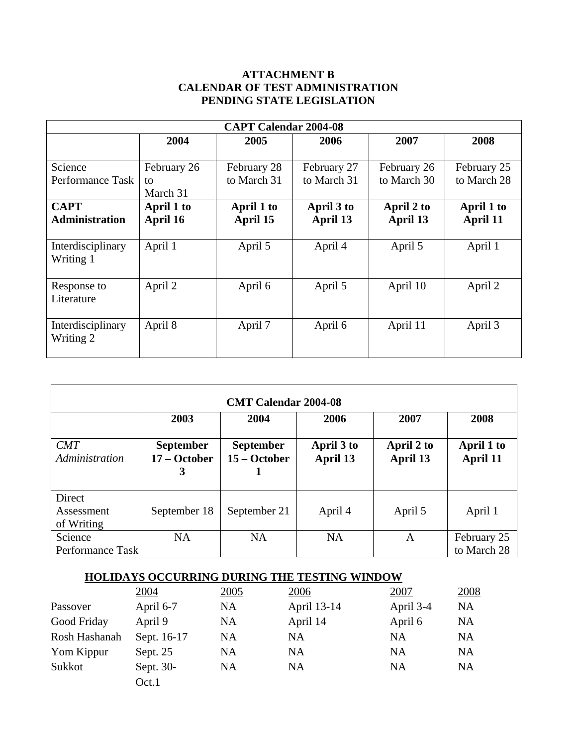**ATTACHMENT B**
**CALENDAR OF TEST ADMINISTRATION**
**PENDING STATE LEGISLATION**

| CAPT Calendar 2004-08 | | | | | |
|---|---|---|---|---|---|
| | **2004** | **2005** | **2006** | **2007** | **2008** |
| Science Performance Task | February 26 to March 31 | February 28 to March 31 | February 27 to March 31 | February 26 to March 30 | February 25 to March 28 |
| **CAPT Administration** | **April 1 to April 16** | **April 1 to April 15** | **April 3 to April 13** | **April 2 to April 13** | **April 1 to April 11** |
| Interdisciplinary Writing 1 | April 1 | April 5 | April 4 | April 5 | April 1 |
| Response to Literature | April 2 | April 6 | April 5 | April 10 | April 2 |
| Interdisciplinary Writing 2 | April 8 | April 7 | April 6 | April 11 | April 3 |

| CMT Calendar 2004-08 | | | | | |
|---|---|---|---|---|---|
| | **2003** | **2004** | **2006** | **2007** | **2008** |
| *CMT Administration* | **September 17 – October 3** | **September 15 – October 1** | **April 3 to April 13** | **April 2 to April 13** | **April 1 to April 11** |
| Direct Assessment of Writing | September 18 | September 21 | April 4 | April 5 | April 1 |
| Science Performance Task | NA | NA | NA | A | February 25 to March 28 |

**HOLIDAYS OCCURRING DURING THE TESTING WINDOW**

| | 2004 | 2005 | 2006 | 2007 | 2008 |
|---|---|---|---|---|---|
| Passover | April 6-7 | NA | April 13-14 | April 3-4 | NA |
| Good Friday | April 9 | NA | April 14 | April 6 | NA |
| Rosh Hashanah | Sept. 16-17 | NA | NA | NA | NA |
| Yom Kippur | Sept. 25 | NA | NA | NA | NA |
| Sukkot | Sept. 30-Oct.1 | NA | NA | NA | NA |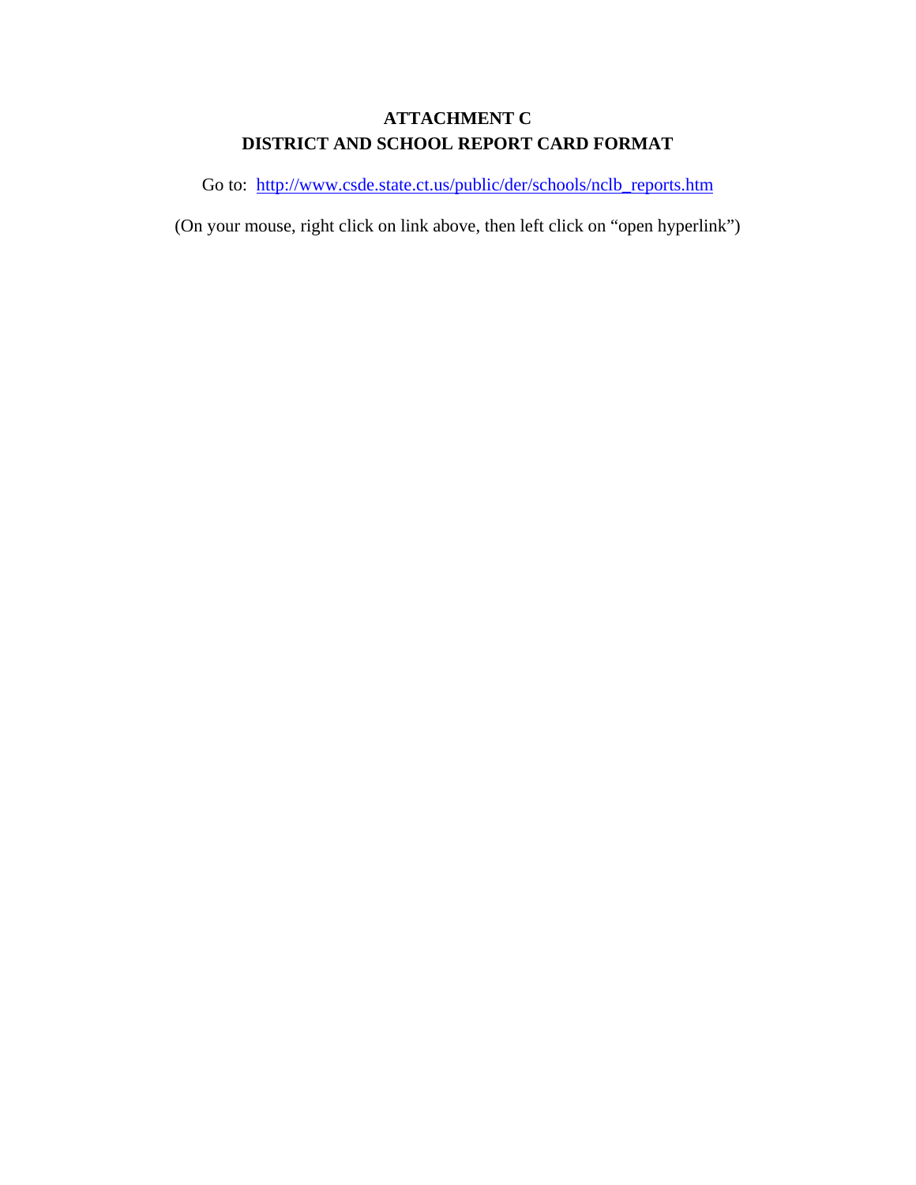# ATTACHMENT C
# DISTRICT AND SCHOOL REPORT CARD FORMAT

Go to: [http://www.csde.state.ct.us/public/der/schools/nclb_reports.htm](http://www.csde.state.ct.us/public/der/schools/nclb_reports.htm)

(On your mouse, right click on link above, then left click on "open hyperlink")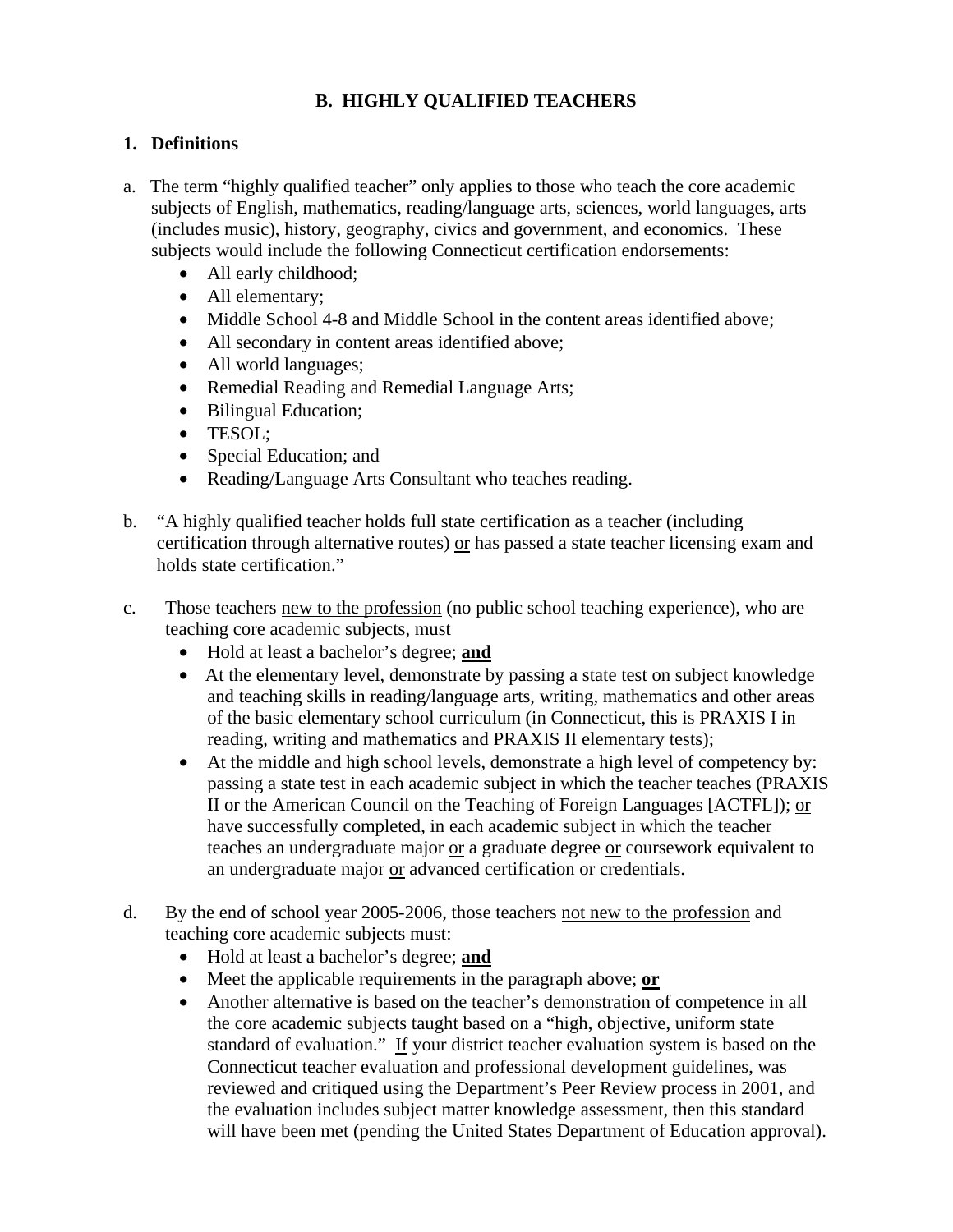## B. HIGHLY QUALIFIED TEACHERS

### 1. Definitions

a. The term "highly qualified teacher" only applies to those who teach the core academic subjects of English, mathematics, reading/language arts, sciences, world languages, arts (includes music), history, geography, civics and government, and economics. These subjects would include the following Connecticut certification endorsements:

- All early childhood;
- All elementary;
- Middle School 4-8 and Middle School in the content areas identified above;
- All secondary in content areas identified above;
- All world languages;
- Remedial Reading and Remedial Language Arts;
- Bilingual Education;
- TESOL;
- Special Education; and
- Reading/Language Arts Consultant who teaches reading.

b. "A highly qualified teacher holds full state certification as a teacher (including certification through alternative routes) <u>or</u> has passed a state teacher licensing exam and holds state certification."

c. Those teachers <u>new to the profession</u> (no public school teaching experience), who are teaching core academic subjects, must

- Hold at least a bachelor's degree; **<u>and</u>**
- At the elementary level, demonstrate by passing a state test on subject knowledge and teaching skills in reading/language arts, writing, mathematics and other areas of the basic elementary school curriculum (in Connecticut, this is PRAXIS I in reading, writing and mathematics and PRAXIS II elementary tests);
- At the middle and high school levels, demonstrate a high level of competency by: passing a state test in each academic subject in which the teacher teaches (PRAXIS II or the American Council on the Teaching of Foreign Languages [ACTFL]); <u>or</u> have successfully completed, in each academic subject in which the teacher teaches an undergraduate major <u>or</u> a graduate degree <u>or</u> coursework equivalent to an undergraduate major <u>or</u> advanced certification or credentials.

d. By the end of school year 2005-2006, those teachers <u>not new to the profession</u> and teaching core academic subjects must:

- Hold at least a bachelor's degree; **<u>and</u>**
- Meet the applicable requirements in the paragraph above; **<u>or</u>**
- Another alternative is based on the teacher's demonstration of competence in all the core academic subjects taught based on a "high, objective, uniform state standard of evaluation." <u>If</u> your district teacher evaluation system is based on the Connecticut teacher evaluation and professional development guidelines, was reviewed and critiqued using the Department's Peer Review process in 2001, and the evaluation includes subject matter knowledge assessment, then this standard will have been met (pending the United States Department of Education approval).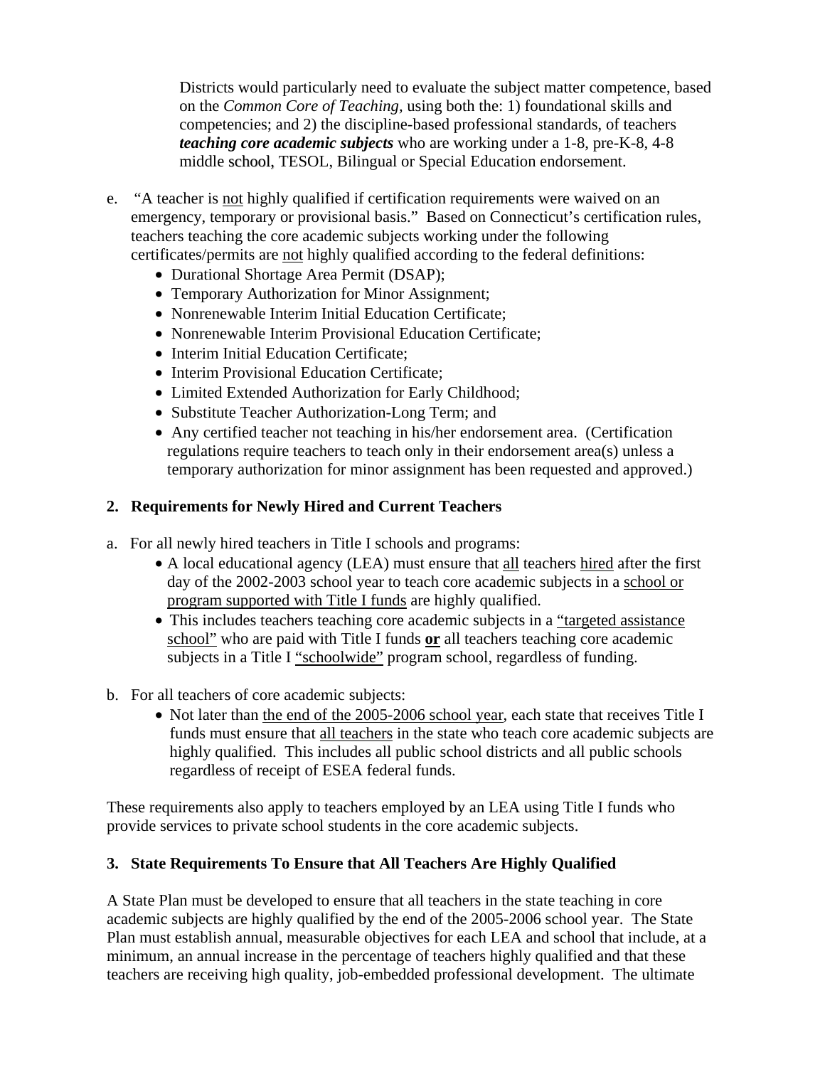Districts would particularly need to evaluate the subject matter competence, based on the *Common Core of Teaching,* using both the: 1) foundational skills and competencies; and 2) the discipline-based professional standards, of teachers ***teaching core academic subjects*** who are working under a 1-8, pre-K-8, 4-8 middle school, TESOL, Bilingual or Special Education endorsement.

e. "A teacher is <u>not</u> highly qualified if certification requirements were waived on an emergency, temporary or provisional basis." Based on Connecticut's certification rules, teachers teaching the core academic subjects working under the following certificates/permits are <u>not</u> highly qualified according to the federal definitions:
   - Durational Shortage Area Permit (DSAP);
   - Temporary Authorization for Minor Assignment;
   - Nonrenewable Interim Initial Education Certificate;
   - Nonrenewable Interim Provisional Education Certificate;
   - Interim Initial Education Certificate;
   - Interim Provisional Education Certificate;
   - Limited Extended Authorization for Early Childhood;
   - Substitute Teacher Authorization-Long Term; and
   - Any certified teacher not teaching in his/her endorsement area. (Certification regulations require teachers to teach only in their endorsement area(s) unless a temporary authorization for minor assignment has been requested and approved.)

### 2. Requirements for Newly Hired and Current Teachers

a. For all newly hired teachers in Title I schools and programs:
   - A local educational agency (LEA) must ensure that <u>all</u> teachers <u>hired</u> after the first day of the 2002-2003 school year to teach core academic subjects in a <u>school or program supported with Title I funds</u> are highly qualified.
   - This includes teachers teaching core academic subjects in a <u>"targeted assistance school"</u> who are paid with Title I funds <u>**or**</u> all teachers teaching core academic subjects in a Title I <u>"schoolwide"</u> program school, regardless of funding.

b. For all teachers of core academic subjects:
   - Not later than <u>the end of the 2005-2006 school year</u>, each state that receives Title I funds must ensure that <u>all teachers</u> in the state who teach core academic subjects are highly qualified. This includes all public school districts and all public schools regardless of receipt of ESEA federal funds.

These requirements also apply to teachers employed by an LEA using Title I funds who provide services to private school students in the core academic subjects.

### 3. State Requirements To Ensure that All Teachers Are Highly Qualified

A State Plan must be developed to ensure that all teachers in the state teaching in core academic subjects are highly qualified by the end of the 2005-2006 school year. The State Plan must establish annual, measurable objectives for each LEA and school that include, at a minimum, an annual increase in the percentage of teachers highly qualified and that these teachers are receiving high quality, job-embedded professional development. The ultimate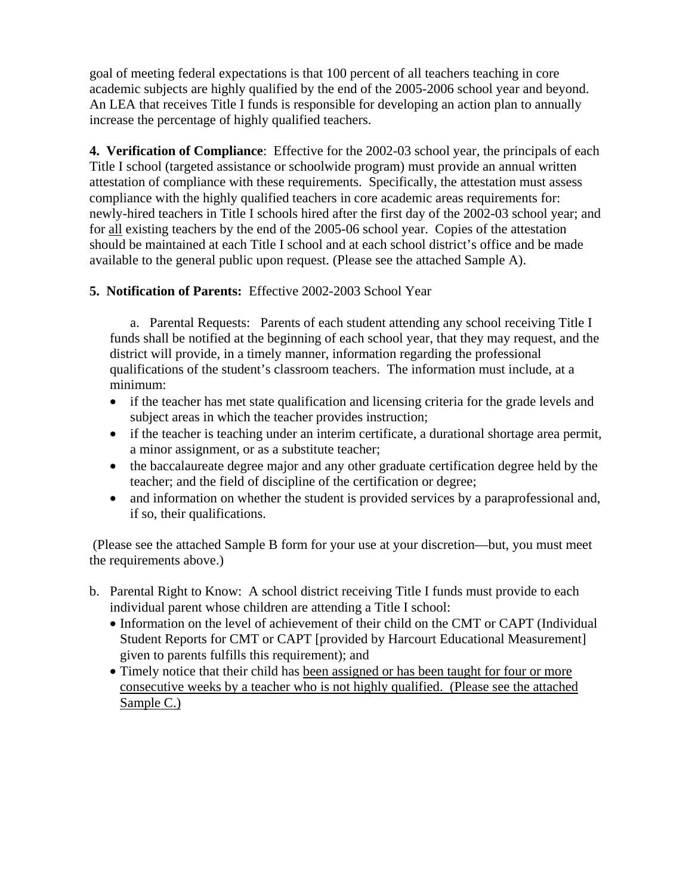goal of meeting federal expectations is that 100 percent of all teachers teaching in core academic subjects are highly qualified by the end of the 2005-2006 school year and beyond. An LEA that receives Title I funds is responsible for developing an action plan to annually increase the percentage of highly qualified teachers.

**4. Verification of Compliance**: Effective for the 2002-03 school year, the principals of each Title I school (targeted assistance or schoolwide program) must provide an annual written attestation of compliance with these requirements. Specifically, the attestation must assess compliance with the highly qualified teachers in core academic areas requirements for: newly-hired teachers in Title I schools hired after the first day of the 2002-03 school year; and for <u>all</u> existing teachers by the end of the 2005-06 school year. Copies of the attestation should be maintained at each Title I school and at each school district's office and be made available to the general public upon request. (Please see the attached Sample A).

**5. Notification of Parents:** Effective 2002-2003 School Year

a. Parental Requests: Parents of each student attending any school receiving Title I funds shall be notified at the beginning of each school year, that they may request, and the district will provide, in a timely manner, information regarding the professional qualifications of the student's classroom teachers. The information must include, at a minimum:

- if the teacher has met state qualification and licensing criteria for the grade levels and subject areas in which the teacher provides instruction;
- if the teacher is teaching under an interim certificate, a durational shortage area permit, a minor assignment, or as a substitute teacher;
- the baccalaureate degree major and any other graduate certification degree held by the teacher; and the field of discipline of the certification or degree;
- and information on whether the student is provided services by a paraprofessional and, if so, their qualifications.

(Please see the attached Sample B form for your use at your discretion—but, you must meet the requirements above.)

b. Parental Right to Know: A school district receiving Title I funds must provide to each individual parent whose children are attending a Title I school:
   - Information on the level of achievement of their child on the CMT or CAPT (Individual Student Reports for CMT or CAPT [provided by Harcourt Educational Measurement] given to parents fulfills this requirement); and
   - Timely notice that their child has <u>been assigned or has been taught for four or more consecutive weeks by a teacher who is not highly qualified. (Please see the attached Sample C.)</u>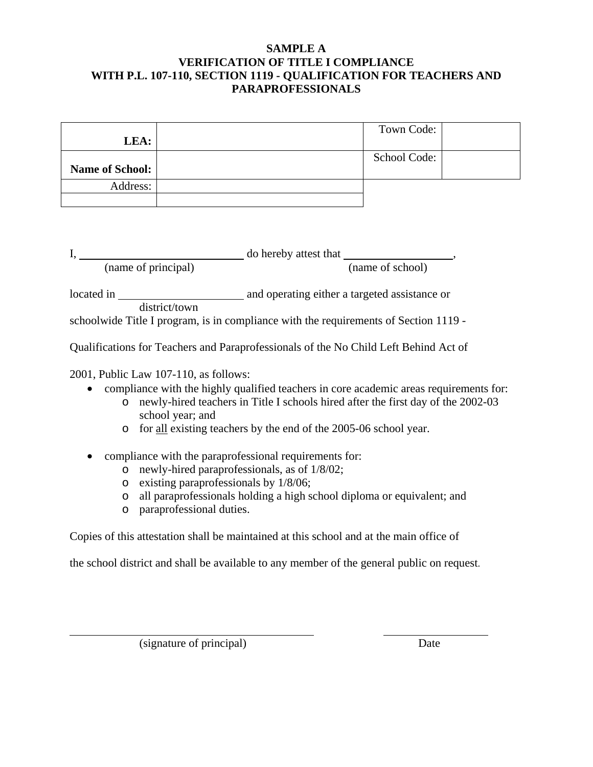# SAMPLE A
## VERIFICATION OF TITLE I COMPLIANCE WITH P.L. 107-110, SECTION 1119 - QUALIFICATION FOR TEACHERS AND PARAPROFESSIONALS

| **LEA:** | | Town Code: | |
|---|---|---|---|
| **Name of School:** | | School Code: | |
| Address: | | | |
| | | | |

I, ______________________________ do hereby attest that ____________________,
(name of principal) (name of school)

located in ______________________ and operating either a targeted assistance or
district/town

schoolwide Title I program, is in compliance with the requirements of Section 1119 -

Qualifications for Teachers and Paraprofessionals of the No Child Left Behind Act of

2001, Public Law 107-110, as follows:

- compliance with the highly qualified teachers in core academic areas requirements for:
  - newly-hired teachers in Title I schools hired after the first day of the 2002-03 school year; and
  - for <u>all</u> existing teachers by the end of the 2005-06 school year.

- compliance with the paraprofessional requirements for:
  - newly-hired paraprofessionals, as of 1/8/02;
  - existing paraprofessionals by 1/8/06;
  - all paraprofessionals holding a high school diploma or equivalent; and
  - paraprofessional duties.

Copies of this attestation shall be maintained at this school and at the main office of

the school district and shall be available to any member of the general public on request.

______________________________________ ____________________
(signature of principal) Date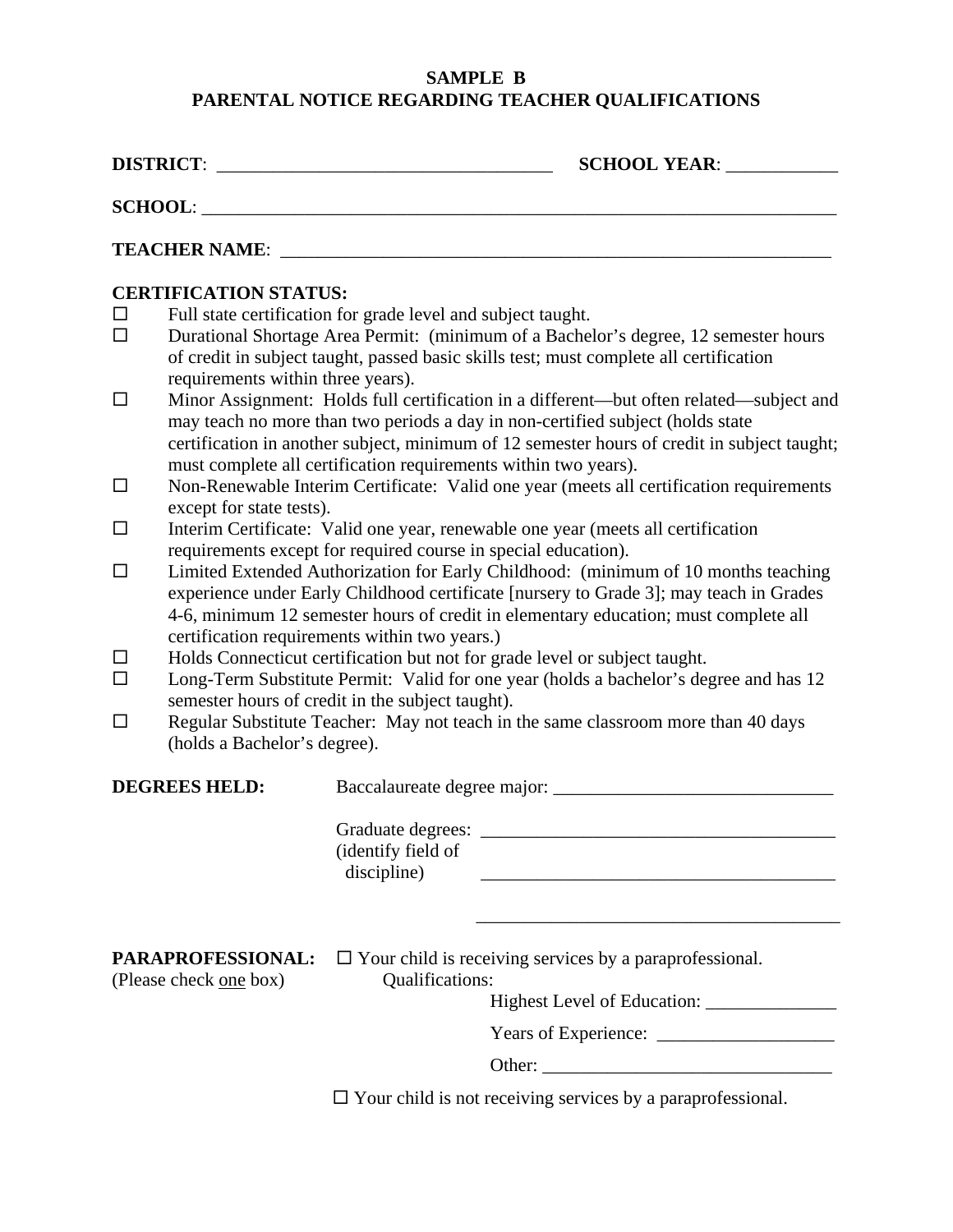**SAMPLE B**
**PARENTAL NOTICE REGARDING TEACHER QUALIFICATIONS**

**DISTRICT**: ___________________________________ **SCHOOL YEAR**: ____________

**SCHOOL**: ______________________________________________________________________

**TEACHER NAME**: ____________________________________________________________

**CERTIFICATION STATUS:**

- ☐ Full state certification for grade level and subject taught.
- ☐ Durational Shortage Area Permit: (minimum of a Bachelor's degree, 12 semester hours of credit in subject taught, passed basic skills test; must complete all certification requirements within three years).
- ☐ Minor Assignment: Holds full certification in a different—but often related—subject and may teach no more than two periods a day in non-certified subject (holds state certification in another subject, minimum of 12 semester hours of credit in subject taught; must complete all certification requirements within two years).
- ☐ Non-Renewable Interim Certificate: Valid one year (meets all certification requirements except for state tests).
- ☐ Interim Certificate: Valid one year, renewable one year (meets all certification requirements except for required course in special education).
- ☐ Limited Extended Authorization for Early Childhood: (minimum of 10 months teaching experience under Early Childhood certificate [nursery to Grade 3]; may teach in Grades 4-6, minimum 12 semester hours of credit in elementary education; must complete all certification requirements within two years.)
- ☐ Holds Connecticut certification but not for grade level or subject taught.
- ☐ Long-Term Substitute Permit: Valid for one year (holds a bachelor's degree and has 12 semester hours of credit in the subject taught).
- ☐ Regular Substitute Teacher: May not teach in the same classroom more than 40 days (holds a Bachelor's degree).

**DEGREES HELD:**

Baccalaureate degree major: ______________________________

Graduate degrees: ______________________________________
(identify field of discipline) ______________________________________

______________________________________

**PARAPROFESSIONAL:** (Please check one box)

☐ Your child is receiving services by a paraprofessional.

Qualifications:

Highest Level of Education: ______________

Years of Experience: ___________________

Other: _______________________________

☐ Your child is not receiving services by a paraprofessional.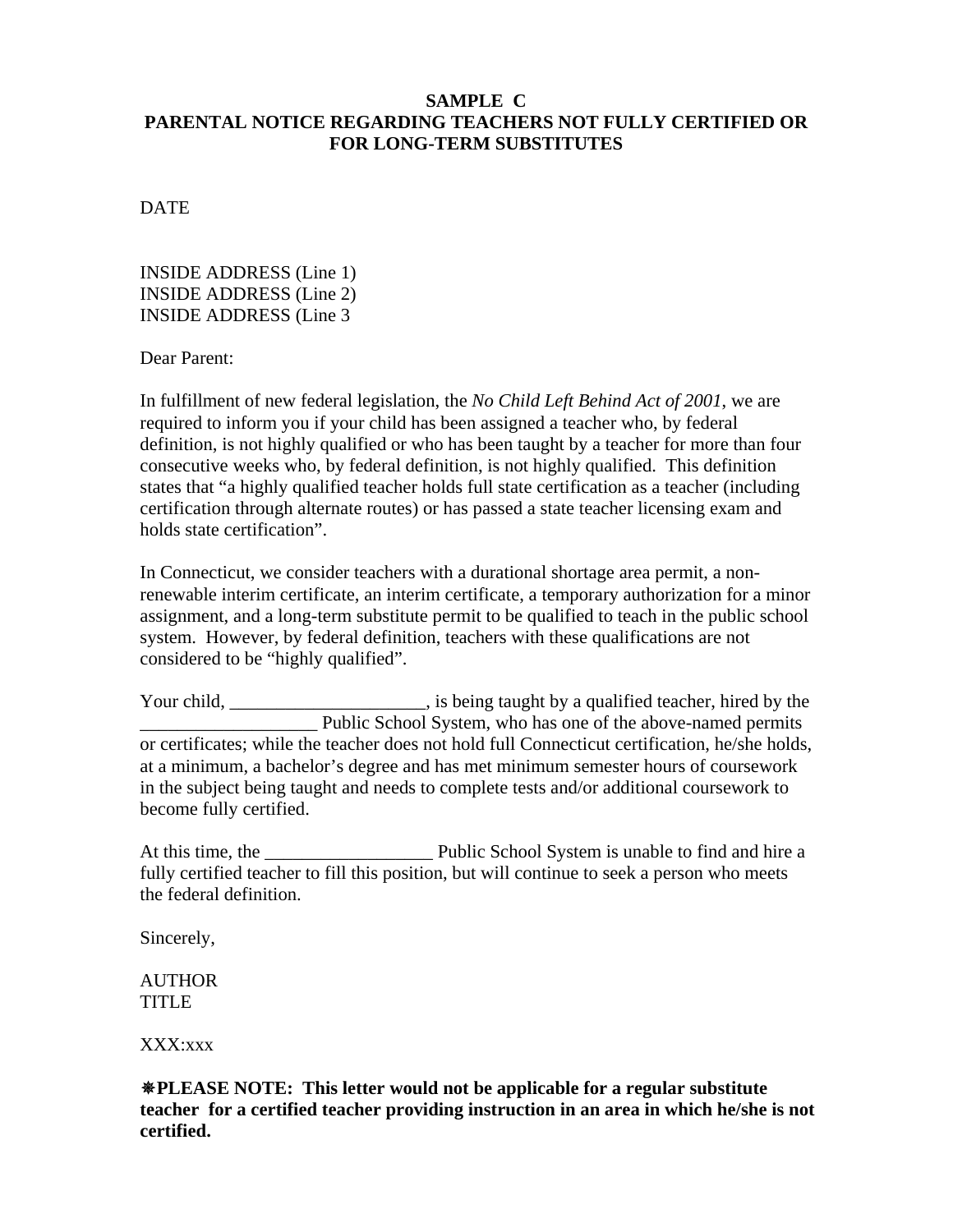**SAMPLE C**
**PARENTAL NOTICE REGARDING TEACHERS NOT FULLY CERTIFIED OR FOR LONG-TERM SUBSTITUTES**

DATE

INSIDE ADDRESS (Line 1)
INSIDE ADDRESS (Line 2)
INSIDE ADDRESS (Line 3

Dear Parent:

In fulfillment of new federal legislation, the *No Child Left Behind Act of 2001*, we are required to inform you if your child has been assigned a teacher who, by federal definition, is not highly qualified or who has been taught by a teacher for more than four consecutive weeks who, by federal definition, is not highly qualified. This definition states that “a highly qualified teacher holds full state certification as a teacher (including certification through alternate routes) or has passed a state teacher licensing exam and holds state certification”.

In Connecticut, we consider teachers with a durational shortage area permit, a non-renewable interim certificate, an interim certificate, a temporary authorization for a minor assignment, and a long-term substitute permit to be qualified to teach in the public school system. However, by federal definition, teachers with these qualifications are not considered to be “highly qualified”.

Your child, _____________________, is being taught by a qualified teacher, hired by the ___________________ Public School System, who has one of the above-named permits or certificates; while the teacher does not hold full Connecticut certification, he/she holds, at a minimum, a bachelor’s degree and has met minimum semester hours of coursework in the subject being taught and needs to complete tests and/or additional coursework to become fully certified.

At this time, the __________________ Public School System is unable to find and hire a fully certified teacher to fill this position, but will continue to seek a person who meets the federal definition.

Sincerely,

AUTHOR
TITLE

XXX:xxx

**❋PLEASE NOTE: This letter would not be applicable for a regular substitute teacher for a certified teacher providing instruction in an area in which he/she is not certified.**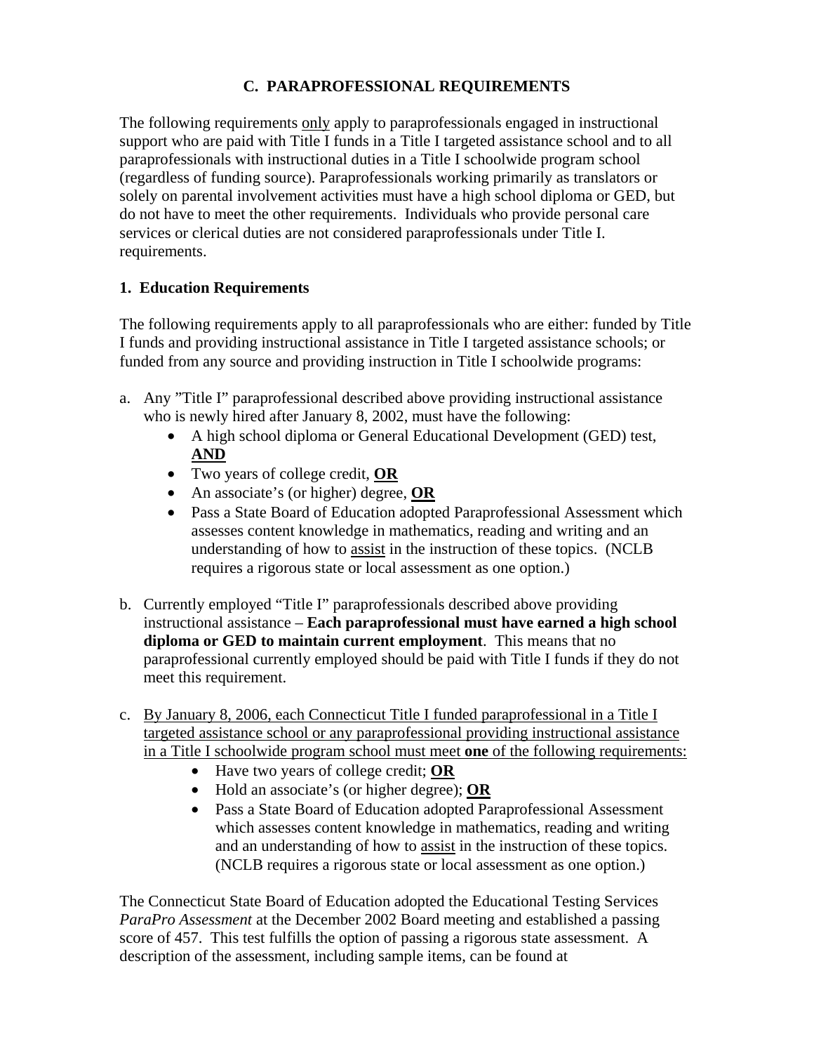## C. PARAPROFESSIONAL REQUIREMENTS

The following requirements only apply to paraprofessionals engaged in instructional support who are paid with Title I funds in a Title I targeted assistance school and to all paraprofessionals with instructional duties in a Title I schoolwide program school (regardless of funding source). Paraprofessionals working primarily as translators or solely on parental involvement activities must have a high school diploma or GED, but do not have to meet the other requirements. Individuals who provide personal care services or clerical duties are not considered paraprofessionals under Title I. requirements.

### 1. Education Requirements

The following requirements apply to all paraprofessionals who are either: funded by Title I funds and providing instructional assistance in Title I targeted assistance schools; or funded from any source and providing instruction in Title I schoolwide programs:

a. Any "Title I" paraprofessional described above providing instructional assistance who is newly hired after January 8, 2002, must have the following:
   - A high school diploma or General Educational Development (GED) test, **AND**
   - Two years of college credit, **OR**
   - An associate's (or higher) degree, **OR**
   - Pass a State Board of Education adopted Paraprofessional Assessment which assesses content knowledge in mathematics, reading and writing and an understanding of how to assist in the instruction of these topics. (NCLB requires a rigorous state or local assessment as one option.)

b. Currently employed "Title I" paraprofessionals described above providing instructional assistance – **Each paraprofessional must have earned a high school diploma or GED to maintain current employment**. This means that no paraprofessional currently employed should be paid with Title I funds if they do not meet this requirement.

c. By January 8, 2006, each Connecticut Title I funded paraprofessional in a Title I targeted assistance school or any paraprofessional providing instructional assistance in a Title I schoolwide program school must meet **one** of the following requirements:
   - Have two years of college credit; **OR**
   - Hold an associate's (or higher degree); **OR**
   - Pass a State Board of Education adopted Paraprofessional Assessment which assesses content knowledge in mathematics, reading and writing and an understanding of how to assist in the instruction of these topics. (NCLB requires a rigorous state or local assessment as one option.)

The Connecticut State Board of Education adopted the Educational Testing Services *ParaPro Assessment* at the December 2002 Board meeting and established a passing score of 457. This test fulfills the option of passing a rigorous state assessment. A description of the assessment, including sample items, can be found at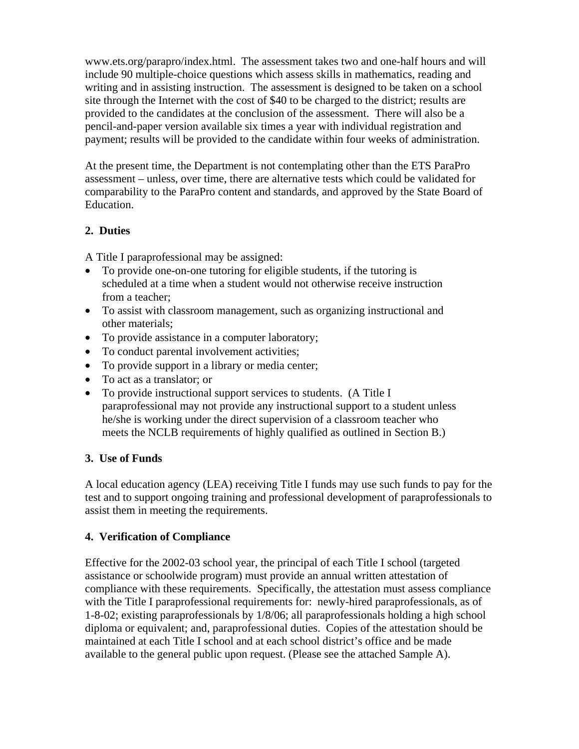www.ets.org/parapro/index.html. The assessment takes two and one-half hours and will include 90 multiple-choice questions which assess skills in mathematics, reading and writing and in assisting instruction. The assessment is designed to be taken on a school site through the Internet with the cost of $40 to be charged to the district; results are provided to the candidates at the conclusion of the assessment. There will also be a pencil-and-paper version available six times a year with individual registration and payment; results will be provided to the candidate within four weeks of administration.

At the present time, the Department is not contemplating other than the ETS ParaPro assessment – unless, over time, there are alternative tests which could be validated for comparability to the ParaPro content and standards, and approved by the State Board of Education.

**2. Duties**

A Title I paraprofessional may be assigned:

- To provide one-on-one tutoring for eligible students, if the tutoring is scheduled at a time when a student would not otherwise receive instruction from a teacher;
- To assist with classroom management, such as organizing instructional and other materials;
- To provide assistance in a computer laboratory;
- To conduct parental involvement activities;
- To provide support in a library or media center;
- To act as a translator; or
- To provide instructional support services to students. (A Title I paraprofessional may not provide any instructional support to a student unless he/she is working under the direct supervision of a classroom teacher who meets the NCLB requirements of highly qualified as outlined in Section B.)

**3. Use of Funds**

A local education agency (LEA) receiving Title I funds may use such funds to pay for the test and to support ongoing training and professional development of paraprofessionals to assist them in meeting the requirements.

**4. Verification of Compliance**

Effective for the 2002-03 school year, the principal of each Title I school (targeted assistance or schoolwide program) must provide an annual written attestation of compliance with these requirements. Specifically, the attestation must assess compliance with the Title I paraprofessional requirements for: newly-hired paraprofessionals, as of 1-8-02; existing paraprofessionals by 1/8/06; all paraprofessionals holding a high school diploma or equivalent; and, paraprofessional duties. Copies of the attestation should be maintained at each Title I school and at each school district's office and be made available to the general public upon request. (Please see the attached Sample A).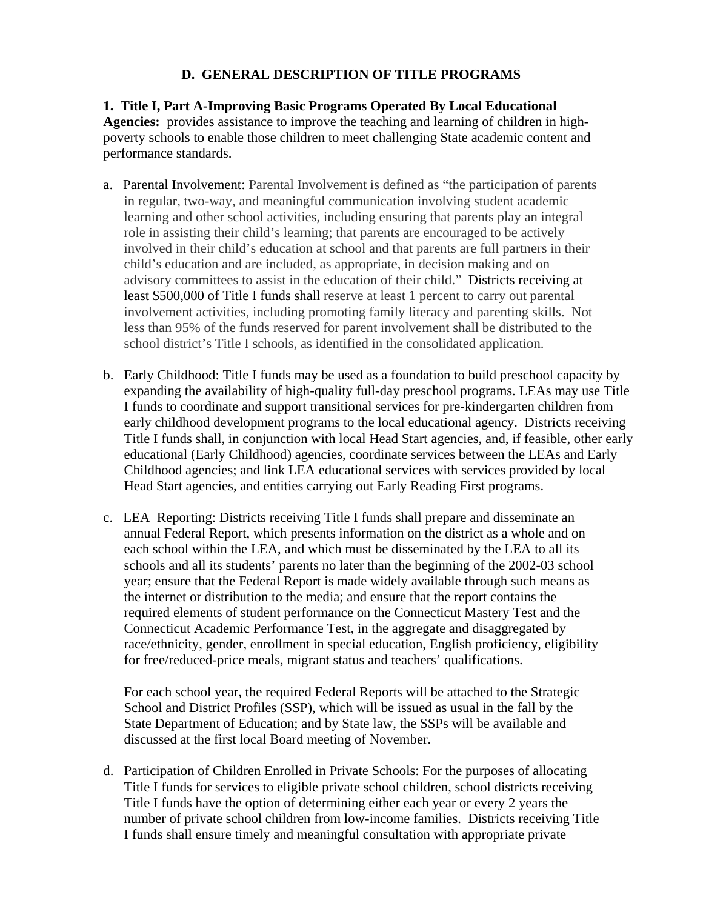## D. GENERAL DESCRIPTION OF TITLE PROGRAMS

**1. Title I, Part A-Improving Basic Programs Operated By Local Educational Agencies:** provides assistance to improve the teaching and learning of children in high-poverty schools to enable those children to meet challenging State academic content and performance standards.

a. Parental Involvement: Parental Involvement is defined as "the participation of parents in regular, two-way, and meaningful communication involving student academic learning and other school activities, including ensuring that parents play an integral role in assisting their child's learning; that parents are encouraged to be actively involved in their child's education at school and that parents are full partners in their child's education and are included, as appropriate, in decision making and on advisory committees to assist in the education of their child." Districts receiving at least $500,000 of Title I funds shall reserve at least 1 percent to carry out parental involvement activities, including promoting family literacy and parenting skills. Not less than 95% of the funds reserved for parent involvement shall be distributed to the school district's Title I schools, as identified in the consolidated application.

b. Early Childhood: Title I funds may be used as a foundation to build preschool capacity by expanding the availability of high-quality full-day preschool programs. LEAs may use Title I funds to coordinate and support transitional services for pre-kindergarten children from early childhood development programs to the local educational agency. Districts receiving Title I funds shall, in conjunction with local Head Start agencies, and, if feasible, other early educational (Early Childhood) agencies, coordinate services between the LEAs and Early Childhood agencies; and link LEA educational services with services provided by local Head Start agencies, and entities carrying out Early Reading First programs.

c. LEA Reporting: Districts receiving Title I funds shall prepare and disseminate an annual Federal Report, which presents information on the district as a whole and on each school within the LEA, and which must be disseminated by the LEA to all its schools and all its students' parents no later than the beginning of the 2002-03 school year; ensure that the Federal Report is made widely available through such means as the internet or distribution to the media; and ensure that the report contains the required elements of student performance on the Connecticut Mastery Test and the Connecticut Academic Performance Test, in the aggregate and disaggregated by race/ethnicity, gender, enrollment in special education, English proficiency, eligibility for free/reduced-price meals, migrant status and teachers' qualifications.

   For each school year, the required Federal Reports will be attached to the Strategic School and District Profiles (SSP), which will be issued as usual in the fall by the State Department of Education; and by State law, the SSPs will be available and discussed at the first local Board meeting of November.

d. Participation of Children Enrolled in Private Schools: For the purposes of allocating Title I funds for services to eligible private school children, school districts receiving Title I funds have the option of determining either each year or every 2 years the number of private school children from low-income families. Districts receiving Title I funds shall ensure timely and meaningful consultation with appropriate private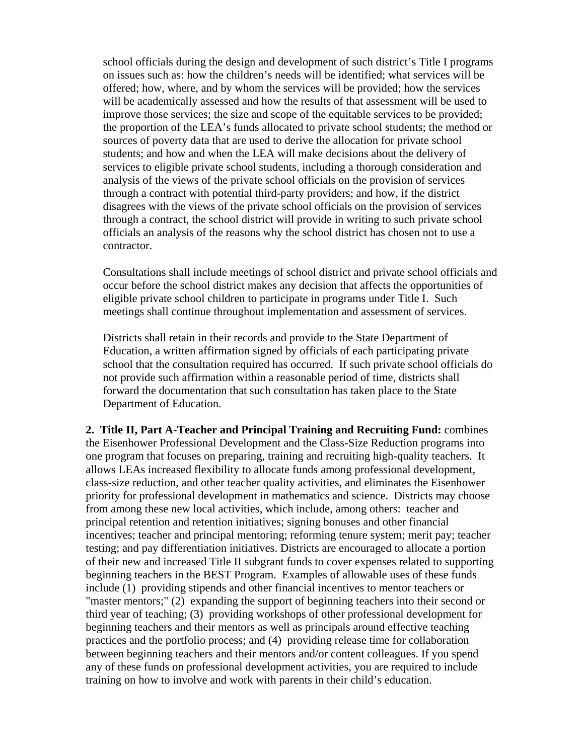school officials during the design and development of such district's Title I programs on issues such as: how the children's needs will be identified; what services will be offered; how, where, and by whom the services will be provided; how the services will be academically assessed and how the results of that assessment will be used to improve those services; the size and scope of the equitable services to be provided; the proportion of the LEA's funds allocated to private school students; the method or sources of poverty data that are used to derive the allocation for private school students; and how and when the LEA will make decisions about the delivery of services to eligible private school students, including a thorough consideration and analysis of the views of the private school officials on the provision of services through a contract with potential third-party providers; and how, if the district disagrees with the views of the private school officials on the provision of services through a contract, the school district will provide in writing to such private school officials an analysis of the reasons why the school district has chosen not to use a contractor.

Consultations shall include meetings of school district and private school officials and occur before the school district makes any decision that affects the opportunities of eligible private school children to participate in programs under Title I. Such meetings shall continue throughout implementation and assessment of services.

Districts shall retain in their records and provide to the State Department of Education, a written affirmation signed by officials of each participating private school that the consultation required has occurred. If such private school officials do not provide such affirmation within a reasonable period of time, districts shall forward the documentation that such consultation has taken place to the State Department of Education.

**2. Title II, Part A-Teacher and Principal Training and Recruiting Fund:** combines the Eisenhower Professional Development and the Class-Size Reduction programs into one program that focuses on preparing, training and recruiting high-quality teachers. It allows LEAs increased flexibility to allocate funds among professional development, class-size reduction, and other teacher quality activities, and eliminates the Eisenhower priority for professional development in mathematics and science. Districts may choose from among these new local activities, which include, among others: teacher and principal retention and retention initiatives; signing bonuses and other financial incentives; teacher and principal mentoring; reforming tenure system; merit pay; teacher testing; and pay differentiation initiatives. Districts are encouraged to allocate a portion of their new and increased Title II subgrant funds to cover expenses related to supporting beginning teachers in the BEST Program. Examples of allowable uses of these funds include (1) providing stipends and other financial incentives to mentor teachers or "master mentors;" (2) expanding the support of beginning teachers into their second or third year of teaching; (3) providing workshops of other professional development for beginning teachers and their mentors as well as principals around effective teaching practices and the portfolio process; and (4) providing release time for collaboration between beginning teachers and their mentors and/or content colleagues. If you spend any of these funds on professional development activities, you are required to include training on how to involve and work with parents in their child's education.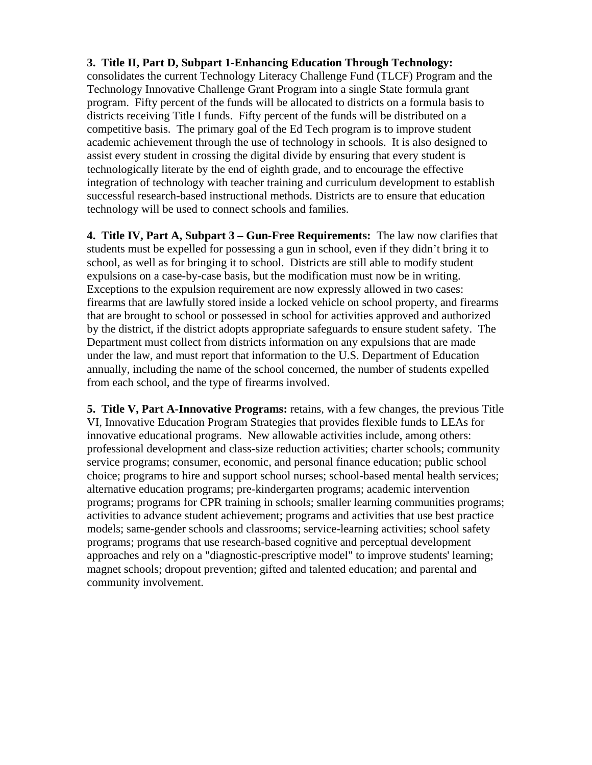**3. Title II, Part D, Subpart 1-Enhancing Education Through Technology:** consolidates the current Technology Literacy Challenge Fund (TLCF) Program and the Technology Innovative Challenge Grant Program into a single State formula grant program. Fifty percent of the funds will be allocated to districts on a formula basis to districts receiving Title I funds. Fifty percent of the funds will be distributed on a competitive basis. The primary goal of the Ed Tech program is to improve student academic achievement through the use of technology in schools. It is also designed to assist every student in crossing the digital divide by ensuring that every student is technologically literate by the end of eighth grade, and to encourage the effective integration of technology with teacher training and curriculum development to establish successful research-based instructional methods. Districts are to ensure that education technology will be used to connect schools and families.

**4. Title IV, Part A, Subpart 3 – Gun-Free Requirements:** The law now clarifies that students must be expelled for possessing a gun in school, even if they didn't bring it to school, as well as for bringing it to school. Districts are still able to modify student expulsions on a case-by-case basis, but the modification must now be in writing. Exceptions to the expulsion requirement are now expressly allowed in two cases: firearms that are lawfully stored inside a locked vehicle on school property, and firearms that are brought to school or possessed in school for activities approved and authorized by the district, if the district adopts appropriate safeguards to ensure student safety. The Department must collect from districts information on any expulsions that are made under the law, and must report that information to the U.S. Department of Education annually, including the name of the school concerned, the number of students expelled from each school, and the type of firearms involved.

**5. Title V, Part A-Innovative Programs:** retains, with a few changes, the previous Title VI, Innovative Education Program Strategies that provides flexible funds to LEAs for innovative educational programs. New allowable activities include, among others: professional development and class-size reduction activities; charter schools; community service programs; consumer, economic, and personal finance education; public school choice; programs to hire and support school nurses; school-based mental health services; alternative education programs; pre-kindergarten programs; academic intervention programs; programs for CPR training in schools; smaller learning communities programs; activities to advance student achievement; programs and activities that use best practice models; same-gender schools and classrooms; service-learning activities; school safety programs; programs that use research-based cognitive and perceptual development approaches and rely on a "diagnostic-prescriptive model" to improve students' learning; magnet schools; dropout prevention; gifted and talented education; and parental and community involvement.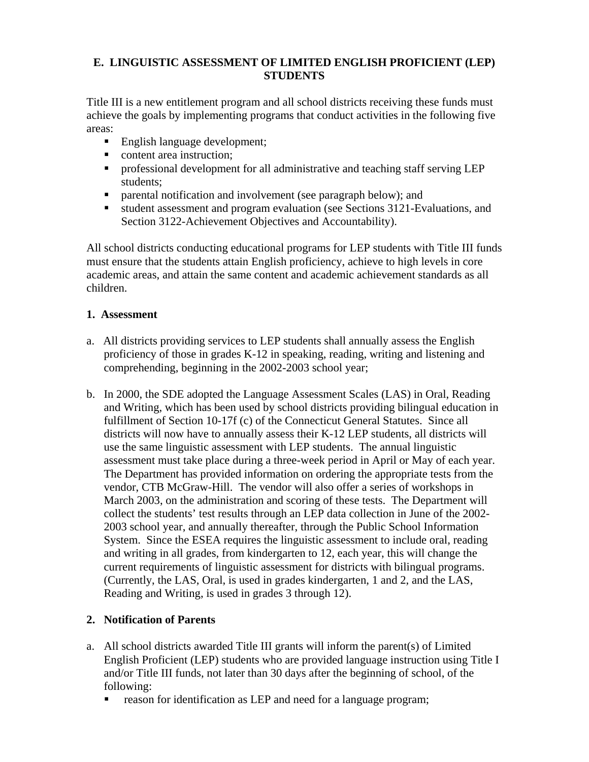## E. LINGUISTIC ASSESSMENT OF LIMITED ENGLISH PROFICIENT (LEP) STUDENTS

Title III is a new entitlement program and all school districts receiving these funds must achieve the goals by implementing programs that conduct activities in the following five areas:

- English language development;
- content area instruction;
- professional development for all administrative and teaching staff serving LEP students;
- parental notification and involvement (see paragraph below); and
- student assessment and program evaluation (see Sections 3121-Evaluations, and Section 3122-Achievement Objectives and Accountability).

All school districts conducting educational programs for LEP students with Title III funds must ensure that the students attain English proficiency, achieve to high levels in core academic areas, and attain the same content and academic achievement standards as all children.

### 1. Assessment

a. All districts providing services to LEP students shall annually assess the English proficiency of those in grades K-12 in speaking, reading, writing and listening and comprehending, beginning in the 2002-2003 school year;

b. In 2000, the SDE adopted the Language Assessment Scales (LAS) in Oral, Reading and Writing, which has been used by school districts providing bilingual education in fulfillment of Section 10-17f (c) of the Connecticut General Statutes. Since all districts will now have to annually assess their K-12 LEP students, all districts will use the same linguistic assessment with LEP students. The annual linguistic assessment must take place during a three-week period in April or May of each year. The Department has provided information on ordering the appropriate tests from the vendor, CTB McGraw-Hill. The vendor will also offer a series of workshops in March 2003, on the administration and scoring of these tests. The Department will collect the students' test results through an LEP data collection in June of the 2002-2003 school year, and annually thereafter, through the Public School Information System. Since the ESEA requires the linguistic assessment to include oral, reading and writing in all grades, from kindergarten to 12, each year, this will change the current requirements of linguistic assessment for districts with bilingual programs. (Currently, the LAS, Oral, is used in grades kindergarten, 1 and 2, and the LAS, Reading and Writing, is used in grades 3 through 12).

### 2. Notification of Parents

a. All school districts awarded Title III grants will inform the parent(s) of Limited English Proficient (LEP) students who are provided language instruction using Title I and/or Title III funds, not later than 30 days after the beginning of school, of the following:
   - reason for identification as LEP and need for a language program;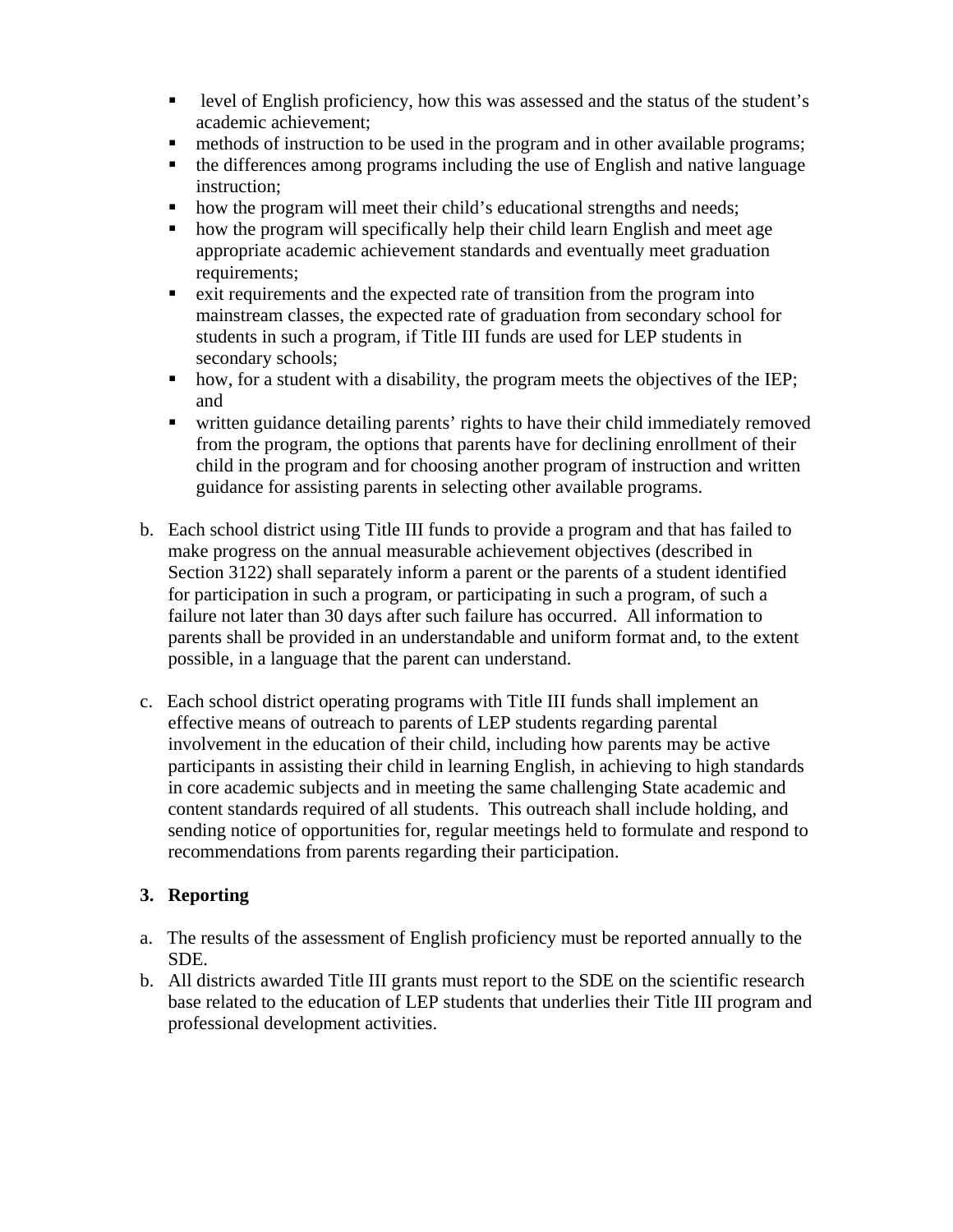- level of English proficiency, how this was assessed and the status of the student's academic achievement;
- methods of instruction to be used in the program and in other available programs;
- the differences among programs including the use of English and native language instruction;
- how the program will meet their child's educational strengths and needs;
- how the program will specifically help their child learn English and meet age appropriate academic achievement standards and eventually meet graduation requirements;
- exit requirements and the expected rate of transition from the program into mainstream classes, the expected rate of graduation from secondary school for students in such a program, if Title III funds are used for LEP students in secondary schools;
- how, for a student with a disability, the program meets the objectives of the IEP; and
- written guidance detailing parents' rights to have their child immediately removed from the program, the options that parents have for declining enrollment of their child in the program and for choosing another program of instruction and written guidance for assisting parents in selecting other available programs.

b. Each school district using Title III funds to provide a program and that has failed to make progress on the annual measurable achievement objectives (described in Section 3122) shall separately inform a parent or the parents of a student identified for participation in such a program, or participating in such a program, of such a failure not later than 30 days after such failure has occurred. All information to parents shall be provided in an understandable and uniform format and, to the extent possible, in a language that the parent can understand.

c. Each school district operating programs with Title III funds shall implement an effective means of outreach to parents of LEP students regarding parental involvement in the education of their child, including how parents may be active participants in assisting their child in learning English, in achieving to high standards in core academic subjects and in meeting the same challenging State academic and content standards required of all students. This outreach shall include holding, and sending notice of opportunities for, regular meetings held to formulate and respond to recommendations from parents regarding their participation.

**3. Reporting**

a. The results of the assessment of English proficiency must be reported annually to the SDE.

b. All districts awarded Title III grants must report to the SDE on the scientific research base related to the education of LEP students that underlies their Title III program and professional development activities.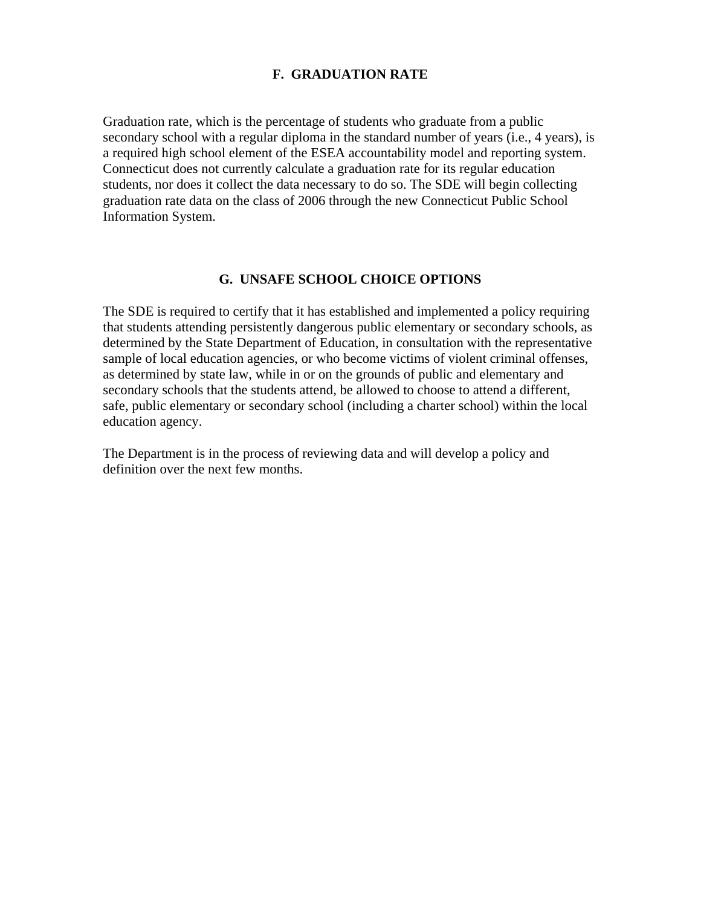## F. GRADUATION RATE

Graduation rate, which is the percentage of students who graduate from a public secondary school with a regular diploma in the standard number of years (i.e., 4 years), is a required high school element of the ESEA accountability model and reporting system. Connecticut does not currently calculate a graduation rate for its regular education students, nor does it collect the data necessary to do so. The SDE will begin collecting graduation rate data on the class of 2006 through the new Connecticut Public School Information System.

## G. UNSAFE SCHOOL CHOICE OPTIONS

The SDE is required to certify that it has established and implemented a policy requiring that students attending persistently dangerous public elementary or secondary schools, as determined by the State Department of Education, in consultation with the representative sample of local education agencies, or who become victims of violent criminal offenses, as determined by state law, while in or on the grounds of public and elementary and secondary schools that the students attend, be allowed to choose to attend a different, safe, public elementary or secondary school (including a charter school) within the local education agency.

The Department is in the process of reviewing data and will develop a policy and definition over the next few months.